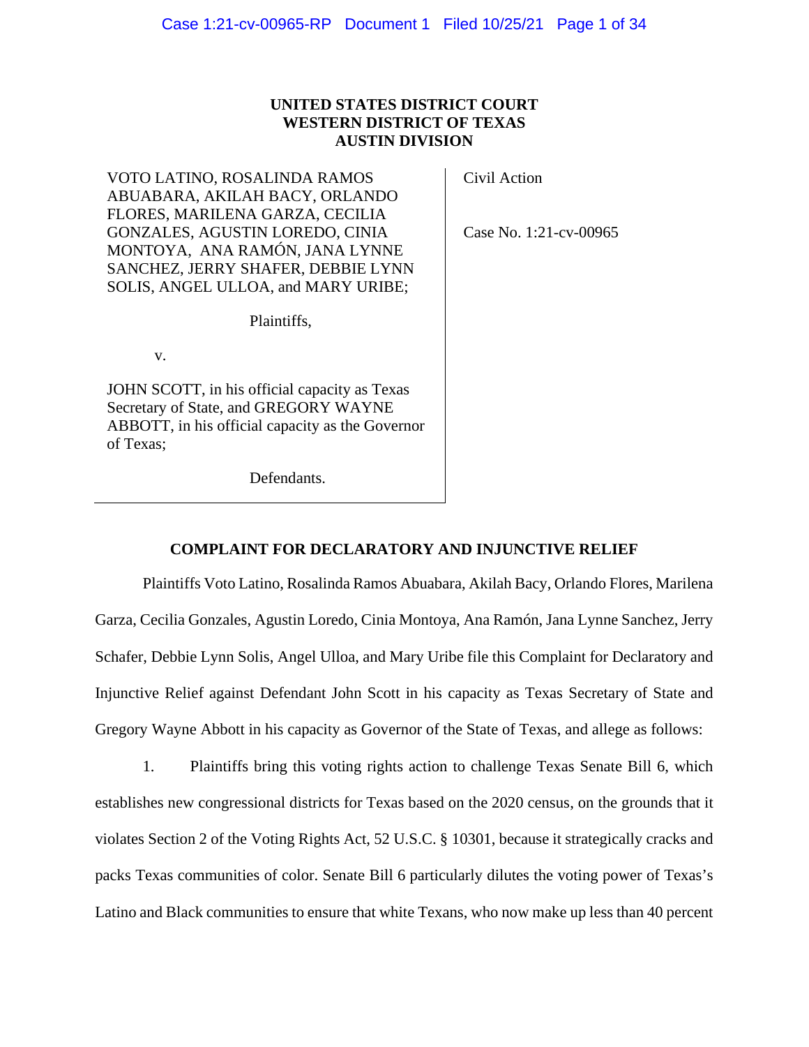# UNITED STATES DISTRICT COURT
# WESTERN DISTRICT OF TEXAS
# AUSTIN DIVISION

| | |
|---|---|
| VOTO LATINO, ROSALINDA RAMOS ABUABARA, AKILAH BACY, ORLANDO FLORES, MARILENA GARZA, CECILIA GONZALES, AGUSTIN LOREDO, CINIA MONTOYA, ANA RAMÓN, JANA LYNNE SANCHEZ, JERRY SHAFER, DEBBIE LYNN SOLIS, ANGEL ULLOA, and MARY URIBE;<br><br>Plaintiffs,<br><br>v.<br><br>JOHN SCOTT, in his official capacity as Texas Secretary of State, and GREGORY WAYNE ABBOTT, in his official capacity as the Governor of Texas;<br><br>Defendants. | Civil Action<br><br>Case No. 1:21-cv-00965 |

## COMPLAINT FOR DECLARATORY AND INJUNCTIVE RELIEF

Plaintiffs Voto Latino, Rosalinda Ramos Abuabara, Akilah Bacy, Orlando Flores, Marilena Garza, Cecilia Gonzales, Agustin Loredo, Cinia Montoya, Ana Ramón, Jana Lynne Sanchez, Jerry Schafer, Debbie Lynn Solis, Angel Ulloa, and Mary Uribe file this Complaint for Declaratory and Injunctive Relief against Defendant John Scott in his capacity as Texas Secretary of State and Gregory Wayne Abbott in his capacity as Governor of the State of Texas, and allege as follows:

1. Plaintiffs bring this voting rights action to challenge Texas Senate Bill 6, which establishes new congressional districts for Texas based on the 2020 census, on the grounds that it violates Section 2 of the Voting Rights Act, 52 U.S.C. § 10301, because it strategically cracks and packs Texas communities of color. Senate Bill 6 particularly dilutes the voting power of Texas's Latino and Black communities to ensure that white Texans, who now make up less than 40 percent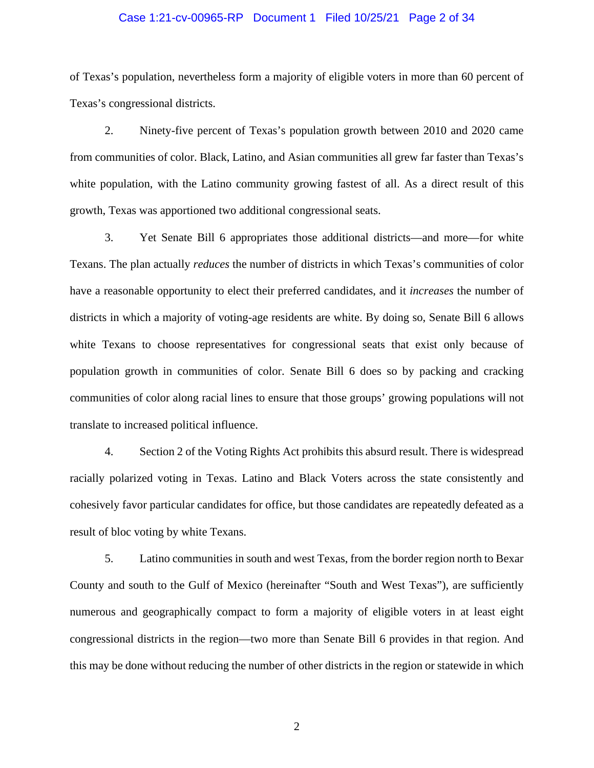of Texas's population, nevertheless form a majority of eligible voters in more than 60 percent of Texas's congressional districts.

2. Ninety-five percent of Texas's population growth between 2010 and 2020 came from communities of color. Black, Latino, and Asian communities all grew far faster than Texas's white population, with the Latino community growing fastest of all. As a direct result of this growth, Texas was apportioned two additional congressional seats.

3. Yet Senate Bill 6 appropriates those additional districts—and more—for white Texans. The plan actually *reduces* the number of districts in which Texas's communities of color have a reasonable opportunity to elect their preferred candidates, and it *increases* the number of districts in which a majority of voting-age residents are white. By doing so, Senate Bill 6 allows white Texans to choose representatives for congressional seats that exist only because of population growth in communities of color. Senate Bill 6 does so by packing and cracking communities of color along racial lines to ensure that those groups' growing populations will not translate to increased political influence.

4. Section 2 of the Voting Rights Act prohibits this absurd result. There is widespread racially polarized voting in Texas. Latino and Black Voters across the state consistently and cohesively favor particular candidates for office, but those candidates are repeatedly defeated as a result of bloc voting by white Texans.

5. Latino communities in south and west Texas, from the border region north to Bexar County and south to the Gulf of Mexico (hereinafter "South and West Texas"), are sufficiently numerous and geographically compact to form a majority of eligible voters in at least eight congressional districts in the region—two more than Senate Bill 6 provides in that region. And this may be done without reducing the number of other districts in the region or statewide in which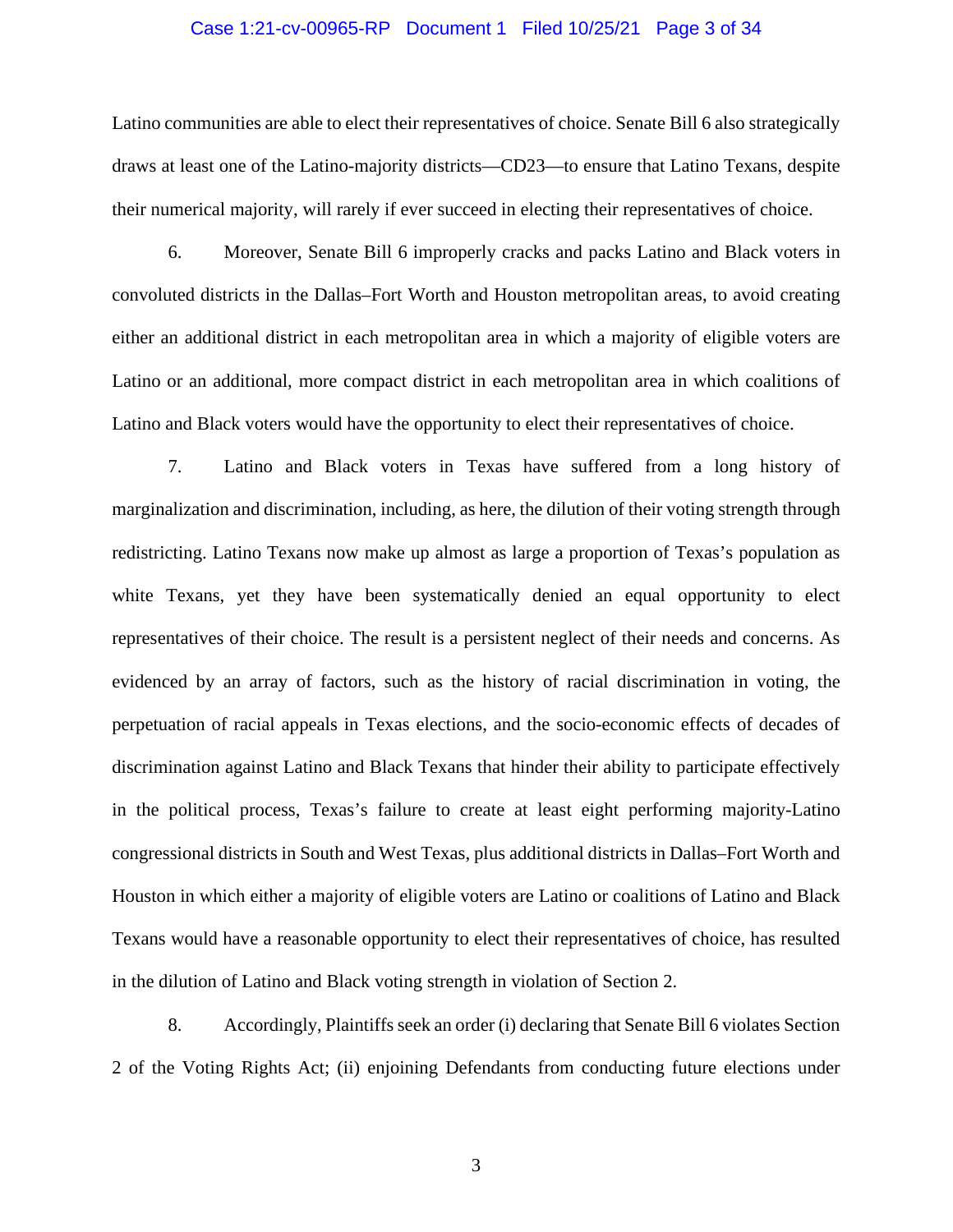Latino communities are able to elect their representatives of choice. Senate Bill 6 also strategically draws at least one of the Latino-majority districts—CD23—to ensure that Latino Texans, despite their numerical majority, will rarely if ever succeed in electing their representatives of choice.

6. Moreover, Senate Bill 6 improperly cracks and packs Latino and Black voters in convoluted districts in the Dallas–Fort Worth and Houston metropolitan areas, to avoid creating either an additional district in each metropolitan area in which a majority of eligible voters are Latino or an additional, more compact district in each metropolitan area in which coalitions of Latino and Black voters would have the opportunity to elect their representatives of choice.

7. Latino and Black voters in Texas have suffered from a long history of marginalization and discrimination, including, as here, the dilution of their voting strength through redistricting. Latino Texans now make up almost as large a proportion of Texas's population as white Texans, yet they have been systematically denied an equal opportunity to elect representatives of their choice. The result is a persistent neglect of their needs and concerns. As evidenced by an array of factors, such as the history of racial discrimination in voting, the perpetuation of racial appeals in Texas elections, and the socio-economic effects of decades of discrimination against Latino and Black Texans that hinder their ability to participate effectively in the political process, Texas's failure to create at least eight performing majority-Latino congressional districts in South and West Texas, plus additional districts in Dallas–Fort Worth and Houston in which either a majority of eligible voters are Latino or coalitions of Latino and Black Texans would have a reasonable opportunity to elect their representatives of choice, has resulted in the dilution of Latino and Black voting strength in violation of Section 2.

8. Accordingly, Plaintiffs seek an order (i) declaring that Senate Bill 6 violates Section 2 of the Voting Rights Act; (ii) enjoining Defendants from conducting future elections under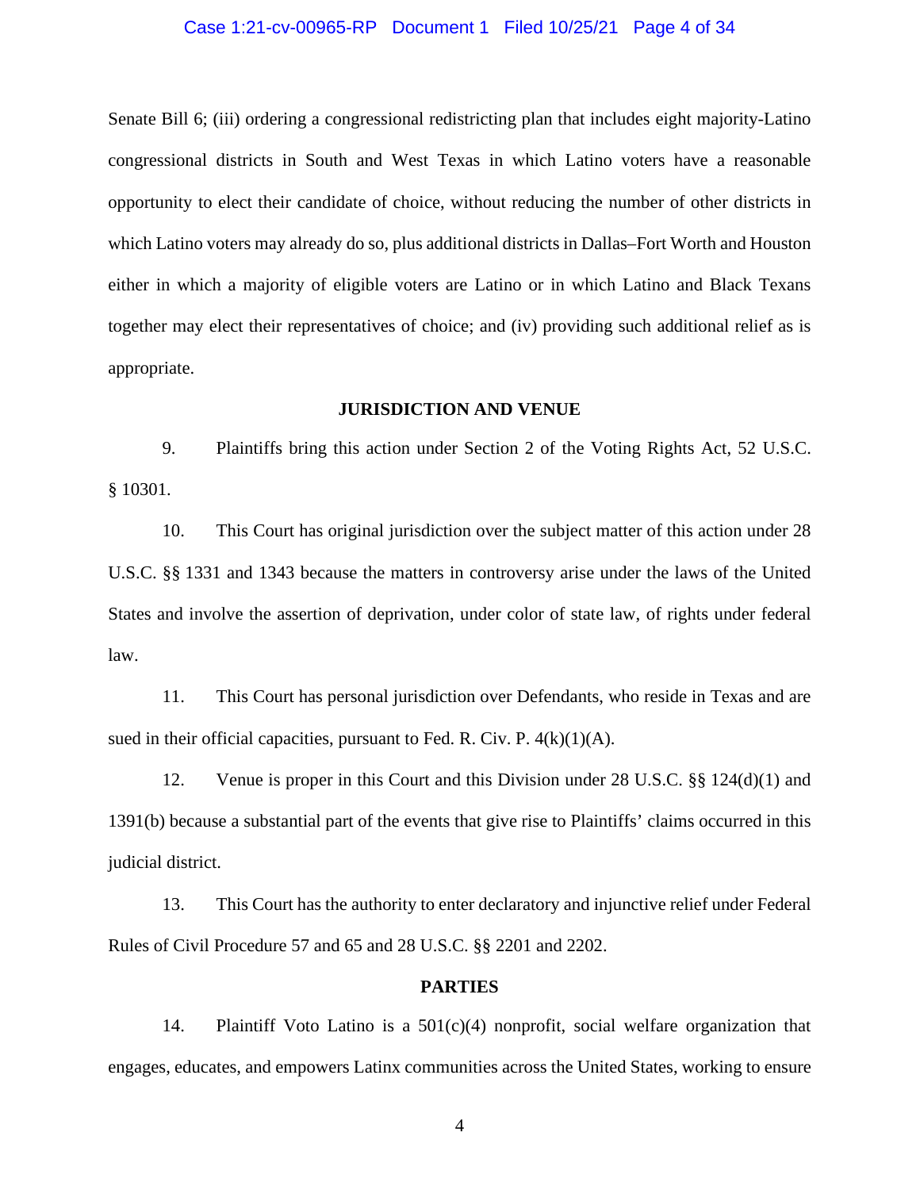Senate Bill 6; (iii) ordering a congressional redistricting plan that includes eight majority-Latino congressional districts in South and West Texas in which Latino voters have a reasonable opportunity to elect their candidate of choice, without reducing the number of other districts in which Latino voters may already do so, plus additional districts in Dallas–Fort Worth and Houston either in which a majority of eligible voters are Latino or in which Latino and Black Texans together may elect their representatives of choice; and (iv) providing such additional relief as is appropriate.

**JURISDICTION AND VENUE**

9. Plaintiffs bring this action under Section 2 of the Voting Rights Act, 52 U.S.C. § 10301.

10. This Court has original jurisdiction over the subject matter of this action under 28 U.S.C. §§ 1331 and 1343 because the matters in controversy arise under the laws of the United States and involve the assertion of deprivation, under color of state law, of rights under federal law.

11. This Court has personal jurisdiction over Defendants, who reside in Texas and are sued in their official capacities, pursuant to Fed. R. Civ. P. 4(k)(1)(A).

12. Venue is proper in this Court and this Division under 28 U.S.C. §§ 124(d)(1) and 1391(b) because a substantial part of the events that give rise to Plaintiffs' claims occurred in this judicial district.

13. This Court has the authority to enter declaratory and injunctive relief under Federal Rules of Civil Procedure 57 and 65 and 28 U.S.C. §§ 2201 and 2202.

**PARTIES**

14. Plaintiff Voto Latino is a 501(c)(4) nonprofit, social welfare organization that engages, educates, and empowers Latinx communities across the United States, working to ensure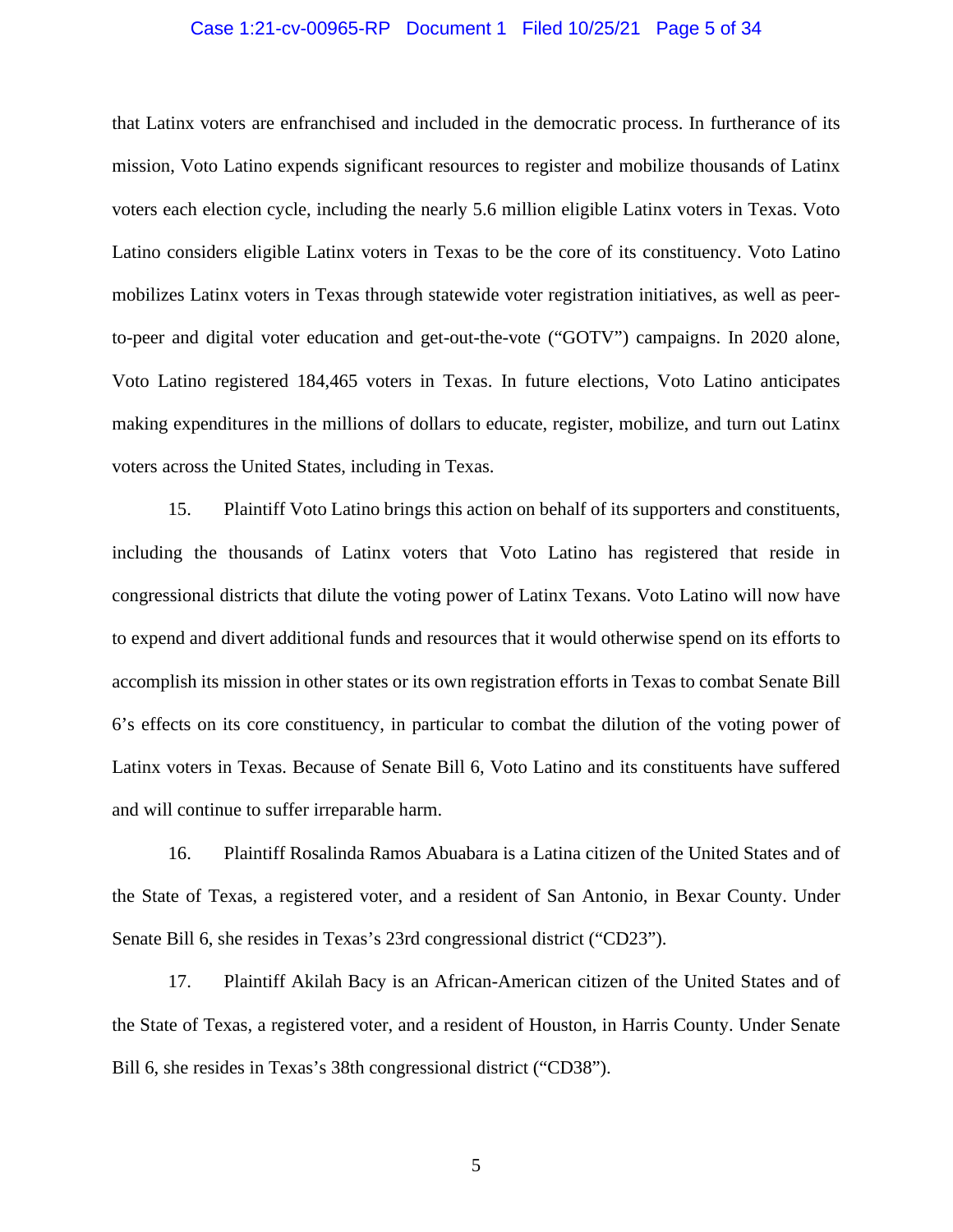that Latinx voters are enfranchised and included in the democratic process. In furtherance of its mission, Voto Latino expends significant resources to register and mobilize thousands of Latinx voters each election cycle, including the nearly 5.6 million eligible Latinx voters in Texas. Voto Latino considers eligible Latinx voters in Texas to be the core of its constituency. Voto Latino mobilizes Latinx voters in Texas through statewide voter registration initiatives, as well as peer-to-peer and digital voter education and get-out-the-vote ("GOTV") campaigns. In 2020 alone, Voto Latino registered 184,465 voters in Texas. In future elections, Voto Latino anticipates making expenditures in the millions of dollars to educate, register, mobilize, and turn out Latinx voters across the United States, including in Texas.

15. Plaintiff Voto Latino brings this action on behalf of its supporters and constituents, including the thousands of Latinx voters that Voto Latino has registered that reside in congressional districts that dilute the voting power of Latinx Texans. Voto Latino will now have to expend and divert additional funds and resources that it would otherwise spend on its efforts to accomplish its mission in other states or its own registration efforts in Texas to combat Senate Bill 6's effects on its core constituency, in particular to combat the dilution of the voting power of Latinx voters in Texas. Because of Senate Bill 6, Voto Latino and its constituents have suffered and will continue to suffer irreparable harm.

16. Plaintiff Rosalinda Ramos Abuabara is a Latina citizen of the United States and of the State of Texas, a registered voter, and a resident of San Antonio, in Bexar County. Under Senate Bill 6, she resides in Texas's 23rd congressional district ("CD23").

17. Plaintiff Akilah Bacy is an African-American citizen of the United States and of the State of Texas, a registered voter, and a resident of Houston, in Harris County. Under Senate Bill 6, she resides in Texas's 38th congressional district ("CD38").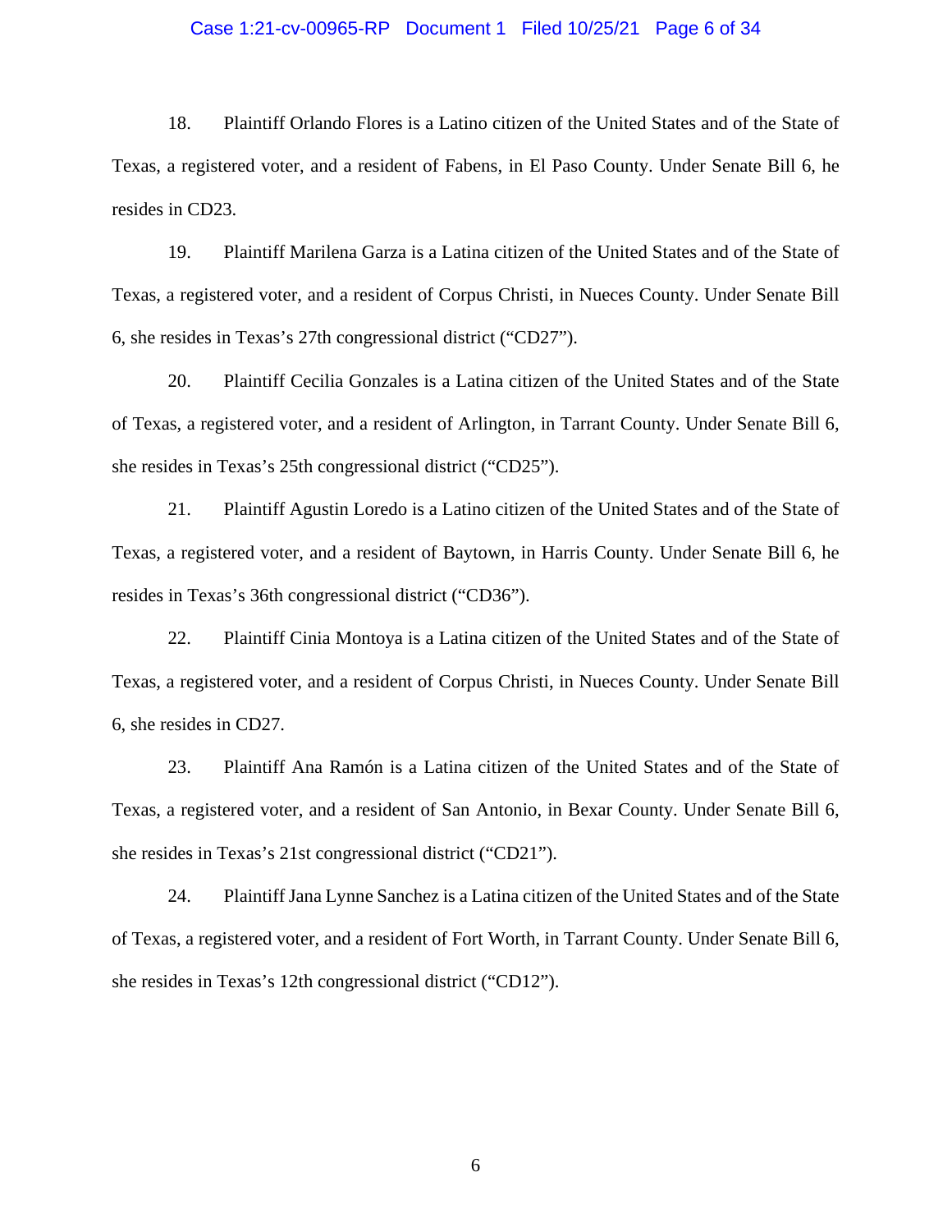18. Plaintiff Orlando Flores is a Latino citizen of the United States and of the State of Texas, a registered voter, and a resident of Fabens, in El Paso County. Under Senate Bill 6, he resides in CD23.

19. Plaintiff Marilena Garza is a Latina citizen of the United States and of the State of Texas, a registered voter, and a resident of Corpus Christi, in Nueces County. Under Senate Bill 6, she resides in Texas's 27th congressional district ("CD27").

20. Plaintiff Cecilia Gonzales is a Latina citizen of the United States and of the State of Texas, a registered voter, and a resident of Arlington, in Tarrant County. Under Senate Bill 6, she resides in Texas's 25th congressional district ("CD25").

21. Plaintiff Agustin Loredo is a Latino citizen of the United States and of the State of Texas, a registered voter, and a resident of Baytown, in Harris County. Under Senate Bill 6, he resides in Texas's 36th congressional district ("CD36").

22. Plaintiff Cinia Montoya is a Latina citizen of the United States and of the State of Texas, a registered voter, and a resident of Corpus Christi, in Nueces County. Under Senate Bill 6, she resides in CD27.

23. Plaintiff Ana Ramón is a Latina citizen of the United States and of the State of Texas, a registered voter, and a resident of San Antonio, in Bexar County. Under Senate Bill 6, she resides in Texas's 21st congressional district ("CD21").

24. Plaintiff Jana Lynne Sanchez is a Latina citizen of the United States and of the State of Texas, a registered voter, and a resident of Fort Worth, in Tarrant County. Under Senate Bill 6, she resides in Texas's 12th congressional district ("CD12").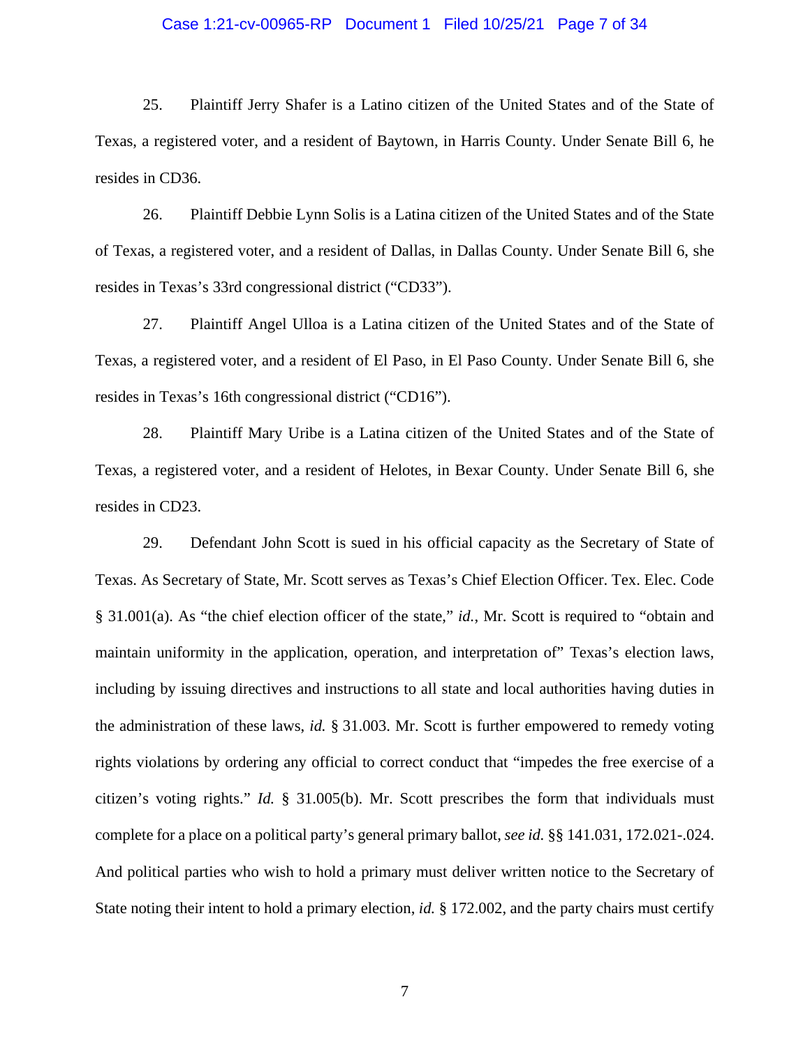25. Plaintiff Jerry Shafer is a Latino citizen of the United States and of the State of Texas, a registered voter, and a resident of Baytown, in Harris County. Under Senate Bill 6, he resides in CD36.

26. Plaintiff Debbie Lynn Solis is a Latina citizen of the United States and of the State of Texas, a registered voter, and a resident of Dallas, in Dallas County. Under Senate Bill 6, she resides in Texas's 33rd congressional district ("CD33").

27. Plaintiff Angel Ulloa is a Latina citizen of the United States and of the State of Texas, a registered voter, and a resident of El Paso, in El Paso County. Under Senate Bill 6, she resides in Texas's 16th congressional district ("CD16").

28. Plaintiff Mary Uribe is a Latina citizen of the United States and of the State of Texas, a registered voter, and a resident of Helotes, in Bexar County. Under Senate Bill 6, she resides in CD23.

29. Defendant John Scott is sued in his official capacity as the Secretary of State of Texas. As Secretary of State, Mr. Scott serves as Texas's Chief Election Officer. Tex. Elec. Code § 31.001(a). As "the chief election officer of the state," *id.*, Mr. Scott is required to "obtain and maintain uniformity in the application, operation, and interpretation of" Texas's election laws, including by issuing directives and instructions to all state and local authorities having duties in the administration of these laws, *id.* § 31.003. Mr. Scott is further empowered to remedy voting rights violations by ordering any official to correct conduct that "impedes the free exercise of a citizen's voting rights." *Id.* § 31.005(b). Mr. Scott prescribes the form that individuals must complete for a place on a political party's general primary ballot, *see id.* §§ 141.031, 172.021-.024. And political parties who wish to hold a primary must deliver written notice to the Secretary of State noting their intent to hold a primary election, *id.* § 172.002, and the party chairs must certify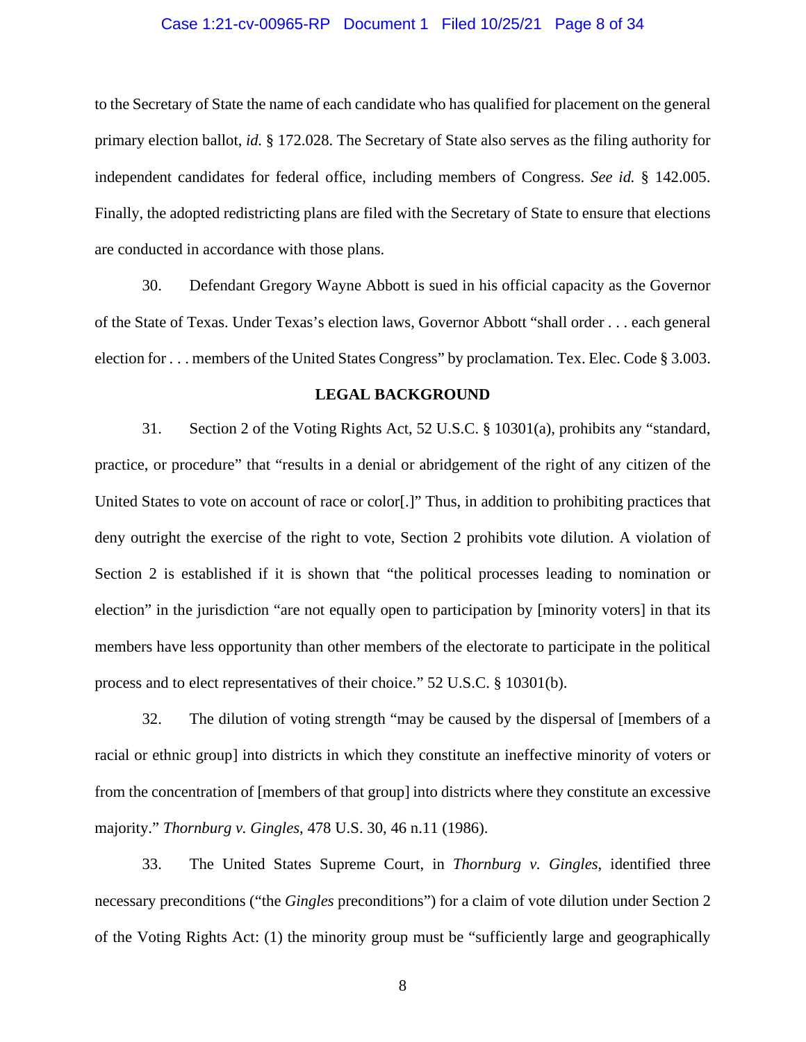to the Secretary of State the name of each candidate who has qualified for placement on the general primary election ballot, *id.* § 172.028. The Secretary of State also serves as the filing authority for independent candidates for federal office, including members of Congress. *See id.* § 142.005. Finally, the adopted redistricting plans are filed with the Secretary of State to ensure that elections are conducted in accordance with those plans.

30. Defendant Gregory Wayne Abbott is sued in his official capacity as the Governor of the State of Texas. Under Texas's election laws, Governor Abbott "shall order . . . each general election for . . . members of the United States Congress" by proclamation. Tex. Elec. Code § 3.003.

## LEGAL BACKGROUND

31. Section 2 of the Voting Rights Act, 52 U.S.C. § 10301(a), prohibits any "standard, practice, or procedure" that "results in a denial or abridgement of the right of any citizen of the United States to vote on account of race or color[.]" Thus, in addition to prohibiting practices that deny outright the exercise of the right to vote, Section 2 prohibits vote dilution. A violation of Section 2 is established if it is shown that "the political processes leading to nomination or election" in the jurisdiction "are not equally open to participation by [minority voters] in that its members have less opportunity than other members of the electorate to participate in the political process and to elect representatives of their choice." 52 U.S.C. § 10301(b).

32. The dilution of voting strength "may be caused by the dispersal of [members of a racial or ethnic group] into districts in which they constitute an ineffective minority of voters or from the concentration of [members of that group] into districts where they constitute an excessive majority." *Thornburg v. Gingles*, 478 U.S. 30, 46 n.11 (1986).

33. The United States Supreme Court, in *Thornburg v. Gingles*, identified three necessary preconditions ("the *Gingles* preconditions") for a claim of vote dilution under Section 2 of the Voting Rights Act: (1) the minority group must be "sufficiently large and geographically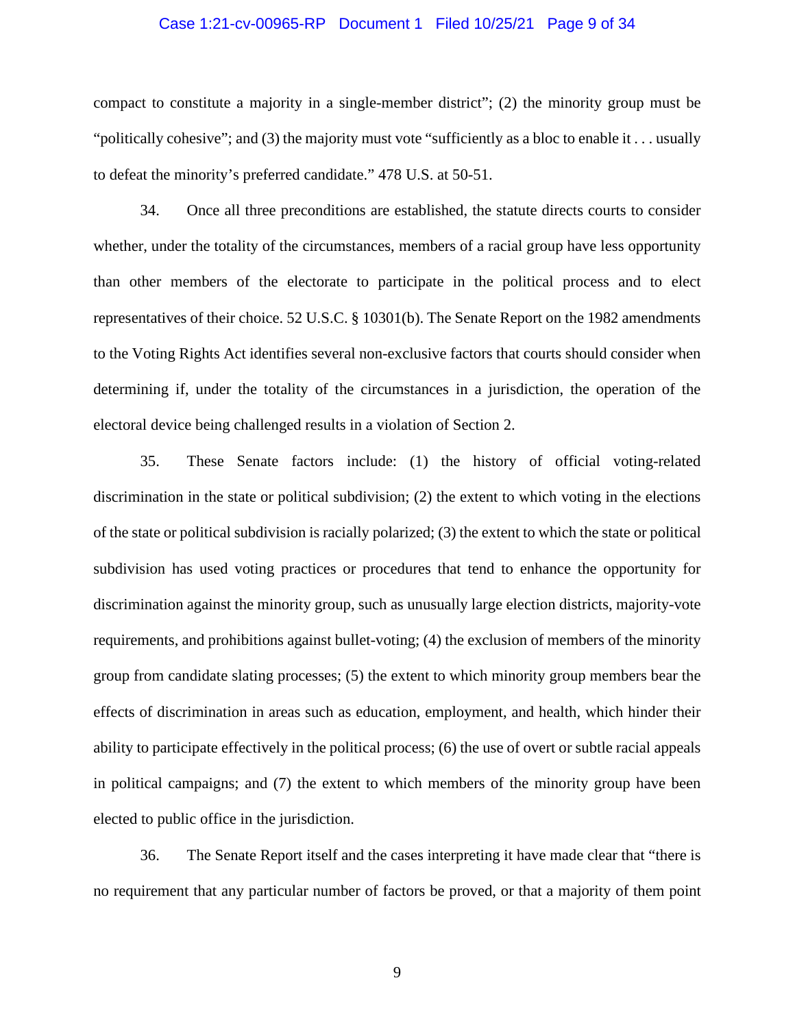compact to constitute a majority in a single-member district"; (2) the minority group must be "politically cohesive"; and (3) the majority must vote "sufficiently as a bloc to enable it . . . usually to defeat the minority's preferred candidate." 478 U.S. at 50-51.

34. Once all three preconditions are established, the statute directs courts to consider whether, under the totality of the circumstances, members of a racial group have less opportunity than other members of the electorate to participate in the political process and to elect representatives of their choice. 52 U.S.C. § 10301(b). The Senate Report on the 1982 amendments to the Voting Rights Act identifies several non-exclusive factors that courts should consider when determining if, under the totality of the circumstances in a jurisdiction, the operation of the electoral device being challenged results in a violation of Section 2.

35. These Senate factors include: (1) the history of official voting-related discrimination in the state or political subdivision; (2) the extent to which voting in the elections of the state or political subdivision is racially polarized; (3) the extent to which the state or political subdivision has used voting practices or procedures that tend to enhance the opportunity for discrimination against the minority group, such as unusually large election districts, majority-vote requirements, and prohibitions against bullet-voting; (4) the exclusion of members of the minority group from candidate slating processes; (5) the extent to which minority group members bear the effects of discrimination in areas such as education, employment, and health, which hinder their ability to participate effectively in the political process; (6) the use of overt or subtle racial appeals in political campaigns; and (7) the extent to which members of the minority group have been elected to public office in the jurisdiction.

36. The Senate Report itself and the cases interpreting it have made clear that "there is no requirement that any particular number of factors be proved, or that a majority of them point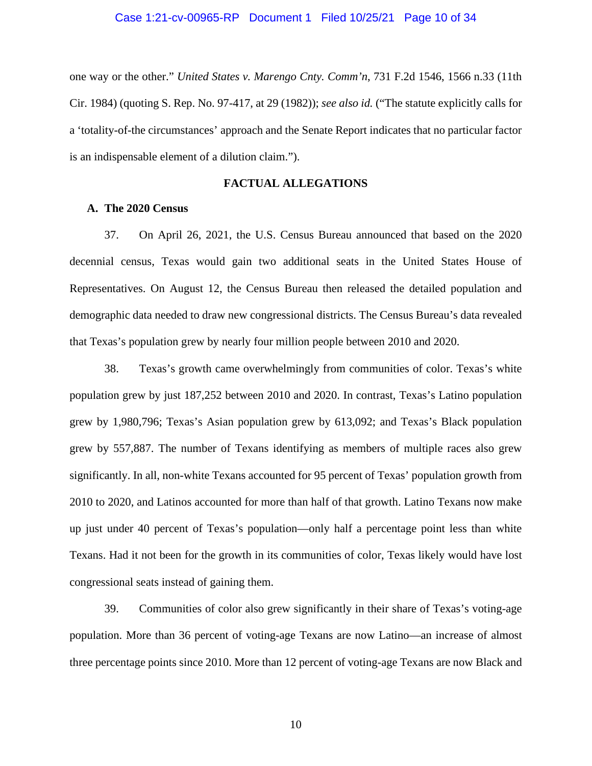one way or the other." *United States v. Marengo Cnty. Comm'n*, 731 F.2d 1546, 1566 n.33 (11th Cir. 1984) (quoting S. Rep. No. 97-417, at 29 (1982)); *see also id.* ("The statute explicitly calls for a 'totality-of-the circumstances' approach and the Senate Report indicates that no particular factor is an indispensable element of a dilution claim.").

## FACTUAL ALLEGATIONS

### A. The 2020 Census

37. On April 26, 2021, the U.S. Census Bureau announced that based on the 2020 decennial census, Texas would gain two additional seats in the United States House of Representatives. On August 12, the Census Bureau then released the detailed population and demographic data needed to draw new congressional districts. The Census Bureau's data revealed that Texas's population grew by nearly four million people between 2010 and 2020.

38. Texas's growth came overwhelmingly from communities of color. Texas's white population grew by just 187,252 between 2010 and 2020. In contrast, Texas's Latino population grew by 1,980,796; Texas's Asian population grew by 613,092; and Texas's Black population grew by 557,887. The number of Texans identifying as members of multiple races also grew significantly. In all, non-white Texans accounted for 95 percent of Texas' population growth from 2010 to 2020, and Latinos accounted for more than half of that growth. Latino Texans now make up just under 40 percent of Texas's population—only half a percentage point less than white Texans. Had it not been for the growth in its communities of color, Texas likely would have lost congressional seats instead of gaining them.

39. Communities of color also grew significantly in their share of Texas's voting-age population. More than 36 percent of voting-age Texans are now Latino—an increase of almost three percentage points since 2010. More than 12 percent of voting-age Texans are now Black and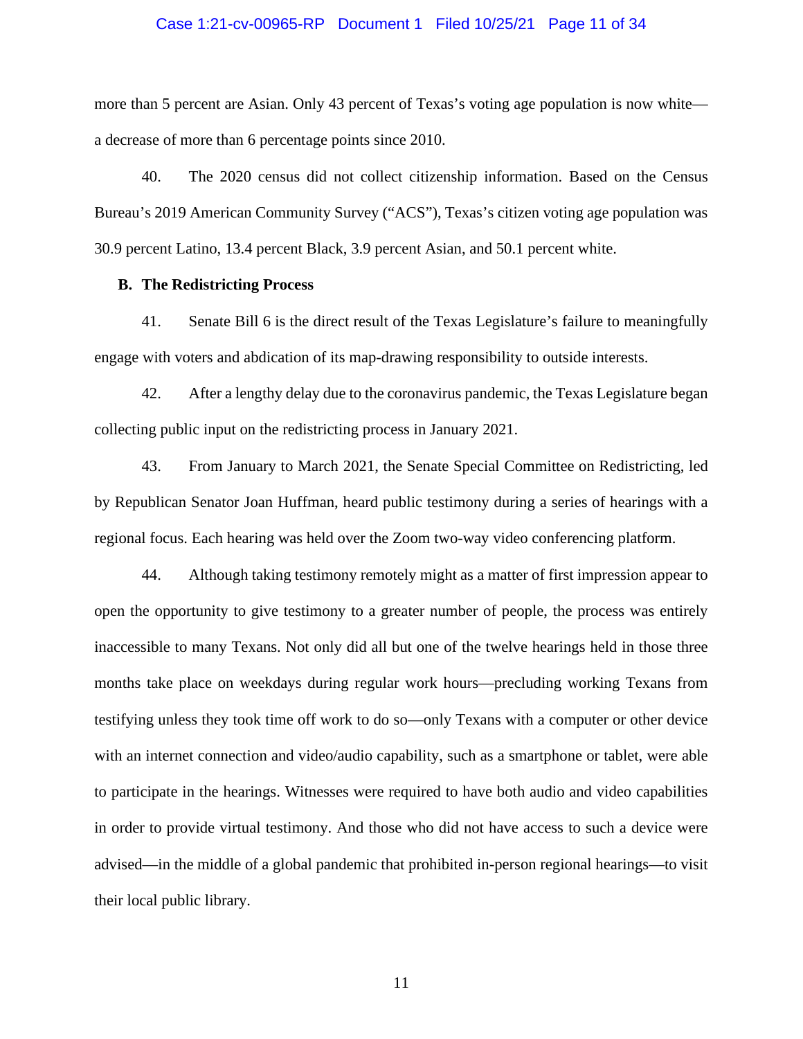more than 5 percent are Asian. Only 43 percent of Texas's voting age population is now white—a decrease of more than 6 percentage points since 2010.

40. The 2020 census did not collect citizenship information. Based on the Census Bureau's 2019 American Community Survey ("ACS"), Texas's citizen voting age population was 30.9 percent Latino, 13.4 percent Black, 3.9 percent Asian, and 50.1 percent white.

## B. The Redistricting Process

41. Senate Bill 6 is the direct result of the Texas Legislature's failure to meaningfully engage with voters and abdication of its map-drawing responsibility to outside interests.

42. After a lengthy delay due to the coronavirus pandemic, the Texas Legislature began collecting public input on the redistricting process in January 2021.

43. From January to March 2021, the Senate Special Committee on Redistricting, led by Republican Senator Joan Huffman, heard public testimony during a series of hearings with a regional focus. Each hearing was held over the Zoom two-way video conferencing platform.

44. Although taking testimony remotely might as a matter of first impression appear to open the opportunity to give testimony to a greater number of people, the process was entirely inaccessible to many Texans. Not only did all but one of the twelve hearings held in those three months take place on weekdays during regular work hours—precluding working Texans from testifying unless they took time off work to do so—only Texans with a computer or other device with an internet connection and video/audio capability, such as a smartphone or tablet, were able to participate in the hearings. Witnesses were required to have both audio and video capabilities in order to provide virtual testimony. And those who did not have access to such a device were advised—in the middle of a global pandemic that prohibited in-person regional hearings—to visit their local public library.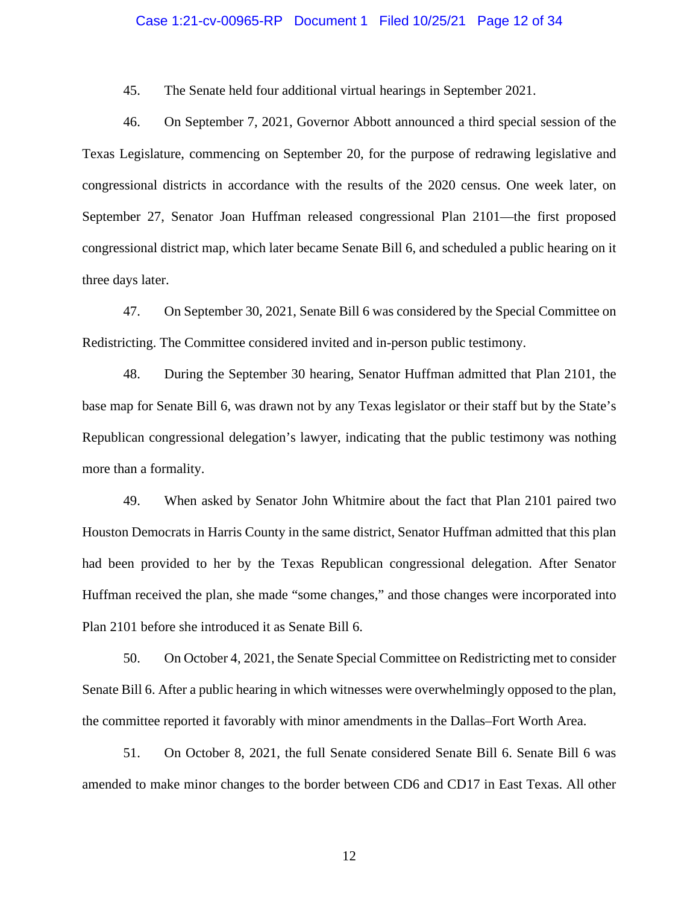45. The Senate held four additional virtual hearings in September 2021.

46. On September 7, 2021, Governor Abbott announced a third special session of the Texas Legislature, commencing on September 20, for the purpose of redrawing legislative and congressional districts in accordance with the results of the 2020 census. One week later, on September 27, Senator Joan Huffman released congressional Plan 2101—the first proposed congressional district map, which later became Senate Bill 6, and scheduled a public hearing on it three days later.

47. On September 30, 2021, Senate Bill 6 was considered by the Special Committee on Redistricting. The Committee considered invited and in-person public testimony.

48. During the September 30 hearing, Senator Huffman admitted that Plan 2101, the base map for Senate Bill 6, was drawn not by any Texas legislator or their staff but by the State's Republican congressional delegation's lawyer, indicating that the public testimony was nothing more than a formality.

49. When asked by Senator John Whitmire about the fact that Plan 2101 paired two Houston Democrats in Harris County in the same district, Senator Huffman admitted that this plan had been provided to her by the Texas Republican congressional delegation. After Senator Huffman received the plan, she made "some changes," and those changes were incorporated into Plan 2101 before she introduced it as Senate Bill 6.

50. On October 4, 2021, the Senate Special Committee on Redistricting met to consider Senate Bill 6. After a public hearing in which witnesses were overwhelmingly opposed to the plan, the committee reported it favorably with minor amendments in the Dallas–Fort Worth Area.

51. On October 8, 2021, the full Senate considered Senate Bill 6. Senate Bill 6 was amended to make minor changes to the border between CD6 and CD17 in East Texas. All other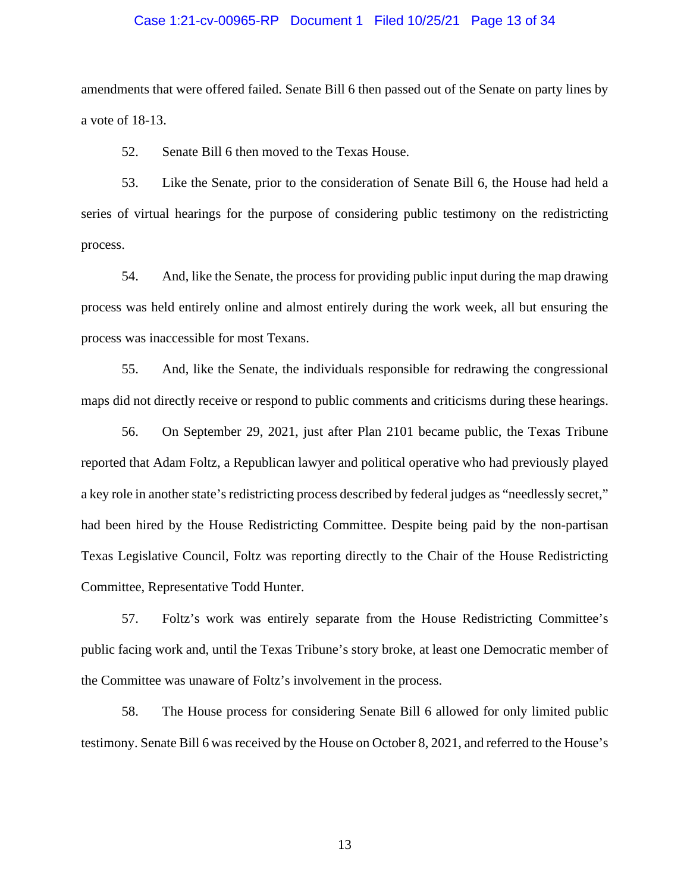amendments that were offered failed. Senate Bill 6 then passed out of the Senate on party lines by a vote of 18-13.

52. Senate Bill 6 then moved to the Texas House.

53. Like the Senate, prior to the consideration of Senate Bill 6, the House had held a series of virtual hearings for the purpose of considering public testimony on the redistricting process.

54. And, like the Senate, the process for providing public input during the map drawing process was held entirely online and almost entirely during the work week, all but ensuring the process was inaccessible for most Texans.

55. And, like the Senate, the individuals responsible for redrawing the congressional maps did not directly receive or respond to public comments and criticisms during these hearings.

56. On September 29, 2021, just after Plan 2101 became public, the Texas Tribune reported that Adam Foltz, a Republican lawyer and political operative who had previously played a key role in another state's redistricting process described by federal judges as "needlessly secret," had been hired by the House Redistricting Committee. Despite being paid by the non-partisan Texas Legislative Council, Foltz was reporting directly to the Chair of the House Redistricting Committee, Representative Todd Hunter.

57. Foltz's work was entirely separate from the House Redistricting Committee's public facing work and, until the Texas Tribune's story broke, at least one Democratic member of the Committee was unaware of Foltz's involvement in the process.

58. The House process for considering Senate Bill 6 allowed for only limited public testimony. Senate Bill 6 was received by the House on October 8, 2021, and referred to the House's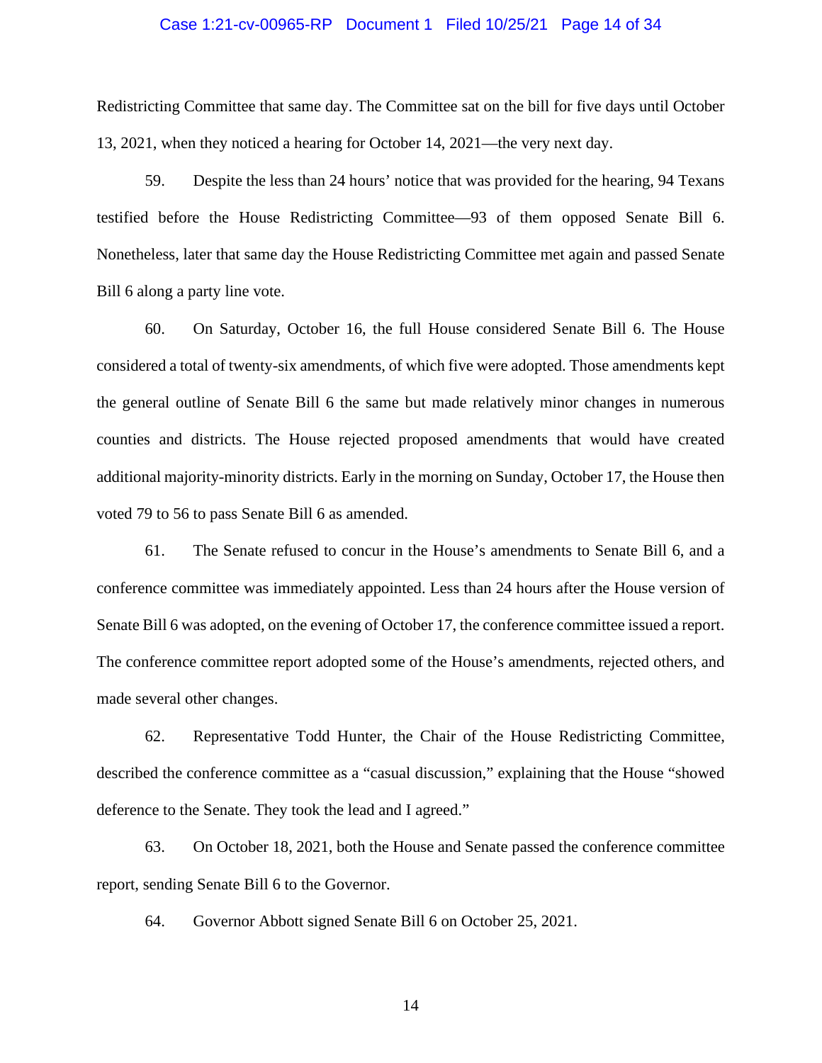Redistricting Committee that same day. The Committee sat on the bill for five days until October 13, 2021, when they noticed a hearing for October 14, 2021—the very next day.

59. Despite the less than 24 hours' notice that was provided for the hearing, 94 Texans testified before the House Redistricting Committee—93 of them opposed Senate Bill 6. Nonetheless, later that same day the House Redistricting Committee met again and passed Senate Bill 6 along a party line vote.

60. On Saturday, October 16, the full House considered Senate Bill 6. The House considered a total of twenty-six amendments, of which five were adopted. Those amendments kept the general outline of Senate Bill 6 the same but made relatively minor changes in numerous counties and districts. The House rejected proposed amendments that would have created additional majority-minority districts. Early in the morning on Sunday, October 17, the House then voted 79 to 56 to pass Senate Bill 6 as amended.

61. The Senate refused to concur in the House's amendments to Senate Bill 6, and a conference committee was immediately appointed. Less than 24 hours after the House version of Senate Bill 6 was adopted, on the evening of October 17, the conference committee issued a report. The conference committee report adopted some of the House's amendments, rejected others, and made several other changes.

62. Representative Todd Hunter, the Chair of the House Redistricting Committee, described the conference committee as a "casual discussion," explaining that the House "showed deference to the Senate. They took the lead and I agreed."

63. On October 18, 2021, both the House and Senate passed the conference committee report, sending Senate Bill 6 to the Governor.

64. Governor Abbott signed Senate Bill 6 on October 25, 2021.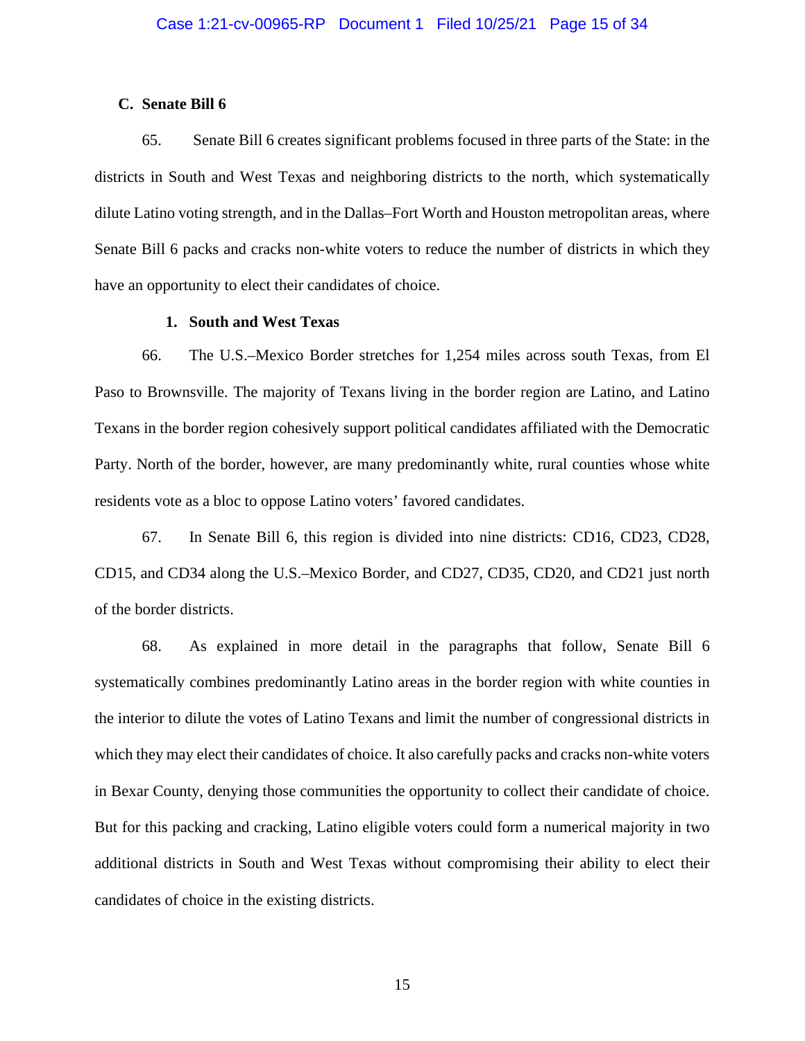### C. Senate Bill 6

65. Senate Bill 6 creates significant problems focused in three parts of the State: in the districts in South and West Texas and neighboring districts to the north, which systematically dilute Latino voting strength, and in the Dallas–Fort Worth and Houston metropolitan areas, where Senate Bill 6 packs and cracks non-white voters to reduce the number of districts in which they have an opportunity to elect their candidates of choice.

#### 1. South and West Texas

66. The U.S.–Mexico Border stretches for 1,254 miles across south Texas, from El Paso to Brownsville. The majority of Texans living in the border region are Latino, and Latino Texans in the border region cohesively support political candidates affiliated with the Democratic Party. North of the border, however, are many predominantly white, rural counties whose white residents vote as a bloc to oppose Latino voters' favored candidates.

67. In Senate Bill 6, this region is divided into nine districts: CD16, CD23, CD28, CD15, and CD34 along the U.S.–Mexico Border, and CD27, CD35, CD20, and CD21 just north of the border districts.

68. As explained in more detail in the paragraphs that follow, Senate Bill 6 systematically combines predominantly Latino areas in the border region with white counties in the interior to dilute the votes of Latino Texans and limit the number of congressional districts in which they may elect their candidates of choice. It also carefully packs and cracks non-white voters in Bexar County, denying those communities the opportunity to collect their candidate of choice. But for this packing and cracking, Latino eligible voters could form a numerical majority in two additional districts in South and West Texas without compromising their ability to elect their candidates of choice in the existing districts.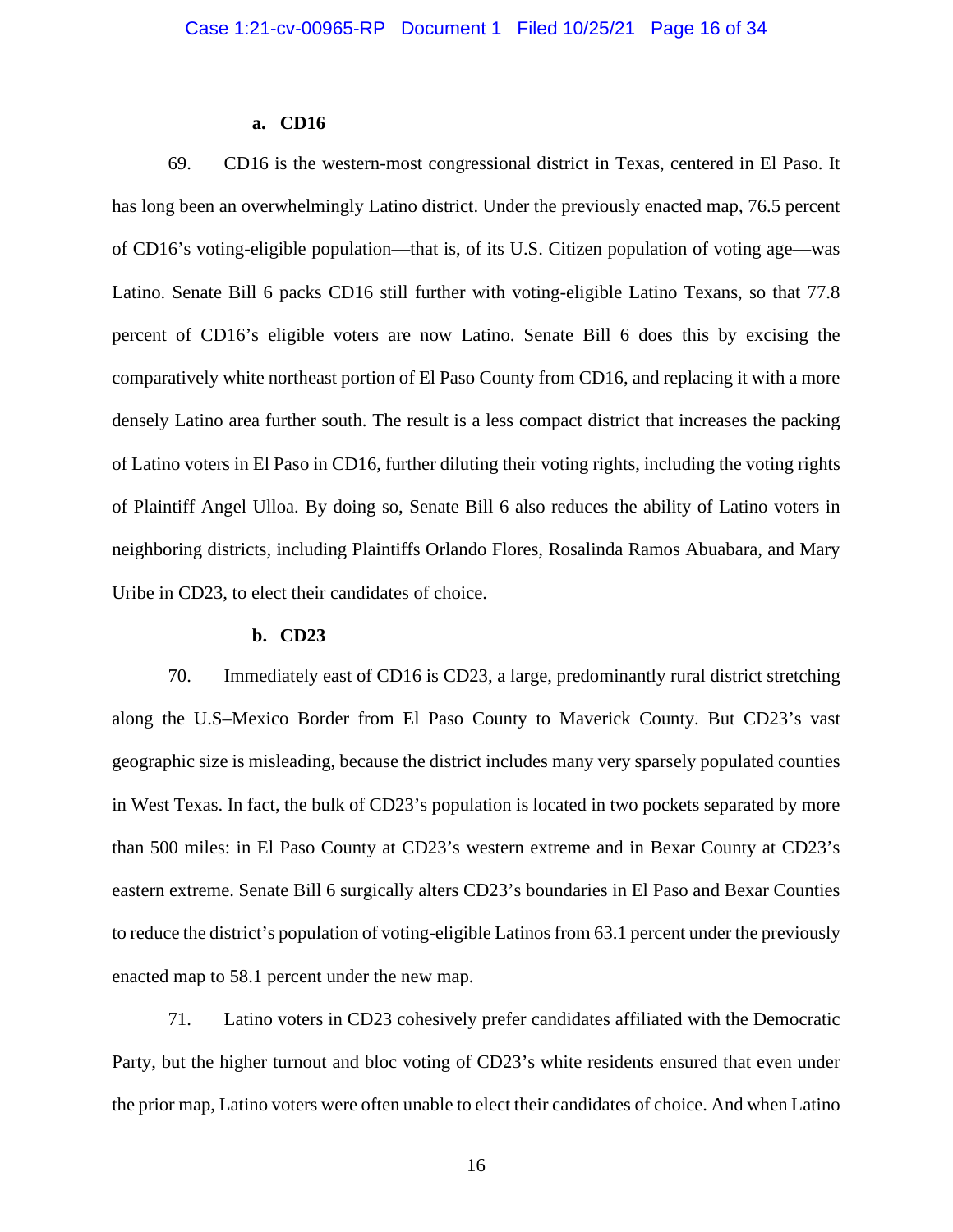### a. CD16

69. CD16 is the western-most congressional district in Texas, centered in El Paso. It has long been an overwhelmingly Latino district. Under the previously enacted map, 76.5 percent of CD16's voting-eligible population—that is, of its U.S. Citizen population of voting age—was Latino. Senate Bill 6 packs CD16 still further with voting-eligible Latino Texans, so that 77.8 percent of CD16's eligible voters are now Latino. Senate Bill 6 does this by excising the comparatively white northeast portion of El Paso County from CD16, and replacing it with a more densely Latino area further south. The result is a less compact district that increases the packing of Latino voters in El Paso in CD16, further diluting their voting rights, including the voting rights of Plaintiff Angel Ulloa. By doing so, Senate Bill 6 also reduces the ability of Latino voters in neighboring districts, including Plaintiffs Orlando Flores, Rosalinda Ramos Abuabara, and Mary Uribe in CD23, to elect their candidates of choice.

### b. CD23

70. Immediately east of CD16 is CD23, a large, predominantly rural district stretching along the U.S–Mexico Border from El Paso County to Maverick County. But CD23's vast geographic size is misleading, because the district includes many very sparsely populated counties in West Texas. In fact, the bulk of CD23's population is located in two pockets separated by more than 500 miles: in El Paso County at CD23's western extreme and in Bexar County at CD23's eastern extreme. Senate Bill 6 surgically alters CD23's boundaries in El Paso and Bexar Counties to reduce the district's population of voting-eligible Latinos from 63.1 percent under the previously enacted map to 58.1 percent under the new map.

71. Latino voters in CD23 cohesively prefer candidates affiliated with the Democratic Party, but the higher turnout and bloc voting of CD23's white residents ensured that even under the prior map, Latino voters were often unable to elect their candidates of choice. And when Latino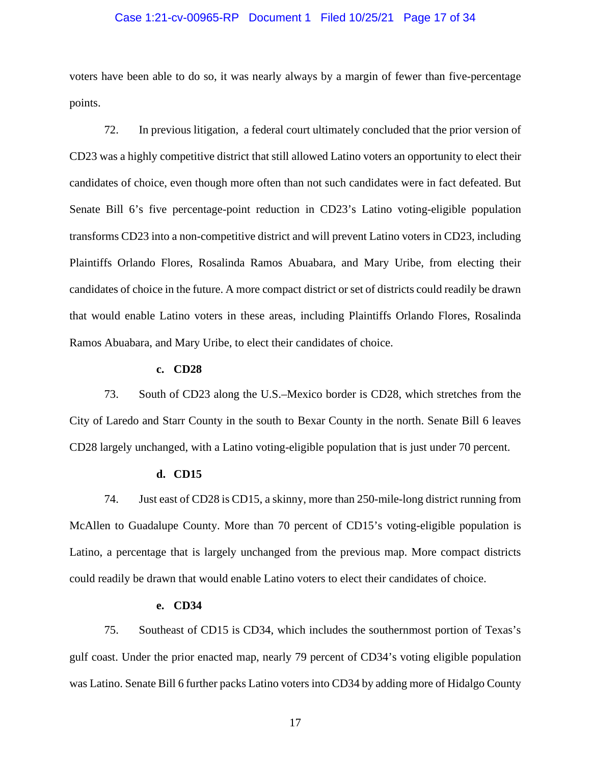voters have been able to do so, it was nearly always by a margin of fewer than five-percentage points.

72. In previous litigation, a federal court ultimately concluded that the prior version of CD23 was a highly competitive district that still allowed Latino voters an opportunity to elect their candidates of choice, even though more often than not such candidates were in fact defeated. But Senate Bill 6's five percentage-point reduction in CD23's Latino voting-eligible population transforms CD23 into a non-competitive district and will prevent Latino voters in CD23, including Plaintiffs Orlando Flores, Rosalinda Ramos Abuabara, and Mary Uribe, from electing their candidates of choice in the future. A more compact district or set of districts could readily be drawn that would enable Latino voters in these areas, including Plaintiffs Orlando Flores, Rosalinda Ramos Abuabara, and Mary Uribe, to elect their candidates of choice.

**c. CD28**

73. South of CD23 along the U.S.–Mexico border is CD28, which stretches from the City of Laredo and Starr County in the south to Bexar County in the north. Senate Bill 6 leaves CD28 largely unchanged, with a Latino voting-eligible population that is just under 70 percent.

**d. CD15**

74. Just east of CD28 is CD15, a skinny, more than 250-mile-long district running from McAllen to Guadalupe County. More than 70 percent of CD15's voting-eligible population is Latino, a percentage that is largely unchanged from the previous map. More compact districts could readily be drawn that would enable Latino voters to elect their candidates of choice.

**e. CD34**

75. Southeast of CD15 is CD34, which includes the southernmost portion of Texas's gulf coast. Under the prior enacted map, nearly 79 percent of CD34's voting eligible population was Latino. Senate Bill 6 further packs Latino voters into CD34 by adding more of Hidalgo County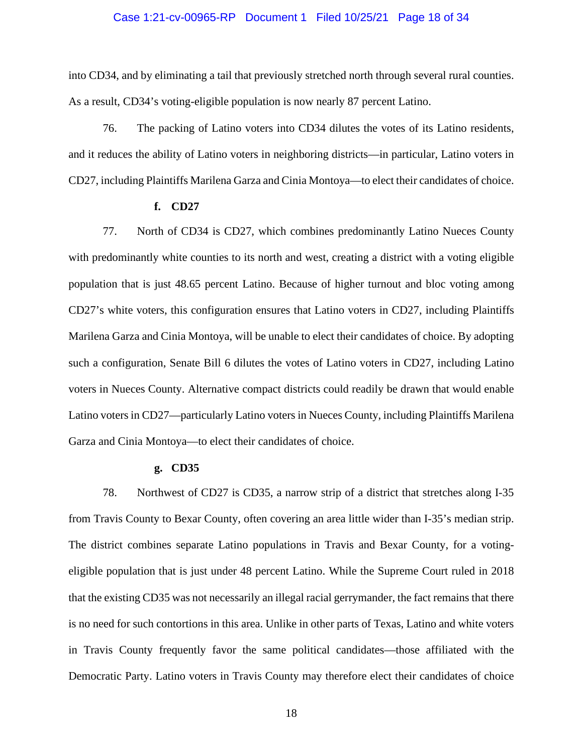into CD34, and by eliminating a tail that previously stretched north through several rural counties. As a result, CD34's voting-eligible population is now nearly 87 percent Latino.

76. The packing of Latino voters into CD34 dilutes the votes of its Latino residents, and it reduces the ability of Latino voters in neighboring districts—in particular, Latino voters in CD27, including Plaintiffs Marilena Garza and Cinia Montoya—to elect their candidates of choice.

**f. CD27**

77. North of CD34 is CD27, which combines predominantly Latino Nueces County with predominantly white counties to its north and west, creating a district with a voting eligible population that is just 48.65 percent Latino. Because of higher turnout and bloc voting among CD27's white voters, this configuration ensures that Latino voters in CD27, including Plaintiffs Marilena Garza and Cinia Montoya, will be unable to elect their candidates of choice. By adopting such a configuration, Senate Bill 6 dilutes the votes of Latino voters in CD27, including Latino voters in Nueces County. Alternative compact districts could readily be drawn that would enable Latino voters in CD27—particularly Latino voters in Nueces County, including Plaintiffs Marilena Garza and Cinia Montoya—to elect their candidates of choice.

**g. CD35**

78. Northwest of CD27 is CD35, a narrow strip of a district that stretches along I-35 from Travis County to Bexar County, often covering an area little wider than I-35's median strip. The district combines separate Latino populations in Travis and Bexar County, for a voting-eligible population that is just under 48 percent Latino. While the Supreme Court ruled in 2018 that the existing CD35 was not necessarily an illegal racial gerrymander, the fact remains that there is no need for such contortions in this area. Unlike in other parts of Texas, Latino and white voters in Travis County frequently favor the same political candidates—those affiliated with the Democratic Party. Latino voters in Travis County may therefore elect their candidates of choice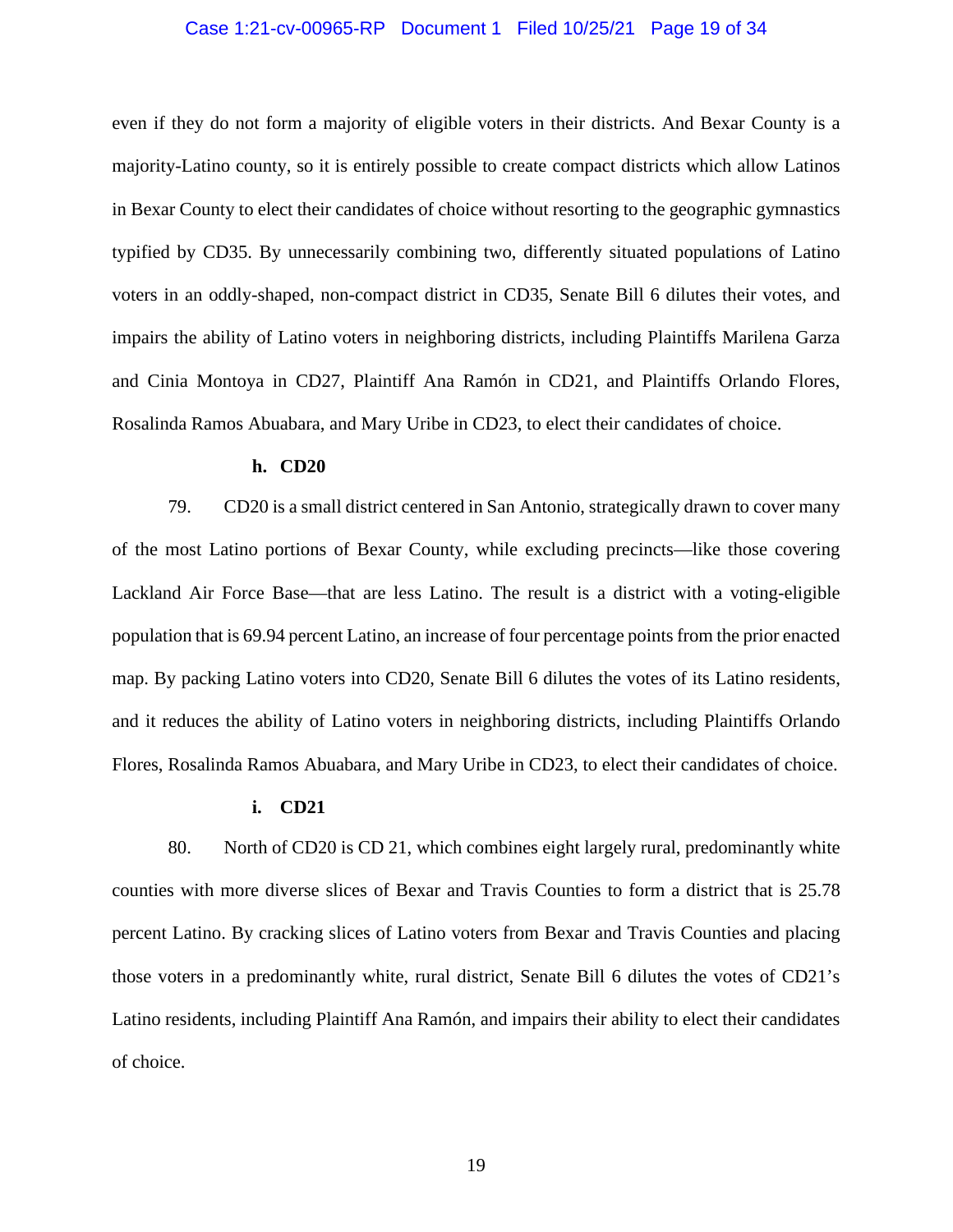even if they do not form a majority of eligible voters in their districts. And Bexar County is a majority-Latino county, so it is entirely possible to create compact districts which allow Latinos in Bexar County to elect their candidates of choice without resorting to the geographic gymnastics typified by CD35. By unnecessarily combining two, differently situated populations of Latino voters in an oddly-shaped, non-compact district in CD35, Senate Bill 6 dilutes their votes, and impairs the ability of Latino voters in neighboring districts, including Plaintiffs Marilena Garza and Cinia Montoya in CD27, Plaintiff Ana Ramón in CD21, and Plaintiffs Orlando Flores, Rosalinda Ramos Abuabara, and Mary Uribe in CD23, to elect their candidates of choice.

**h. CD20**

79. CD20 is a small district centered in San Antonio, strategically drawn to cover many of the most Latino portions of Bexar County, while excluding precincts—like those covering Lackland Air Force Base—that are less Latino. The result is a district with a voting-eligible population that is 69.94 percent Latino, an increase of four percentage points from the prior enacted map. By packing Latino voters into CD20, Senate Bill 6 dilutes the votes of its Latino residents, and it reduces the ability of Latino voters in neighboring districts, including Plaintiffs Orlando Flores, Rosalinda Ramos Abuabara, and Mary Uribe in CD23, to elect their candidates of choice.

**i. CD21**

80. North of CD20 is CD 21, which combines eight largely rural, predominantly white counties with more diverse slices of Bexar and Travis Counties to form a district that is 25.78 percent Latino. By cracking slices of Latino voters from Bexar and Travis Counties and placing those voters in a predominantly white, rural district, Senate Bill 6 dilutes the votes of CD21's Latino residents, including Plaintiff Ana Ramón, and impairs their ability to elect their candidates of choice.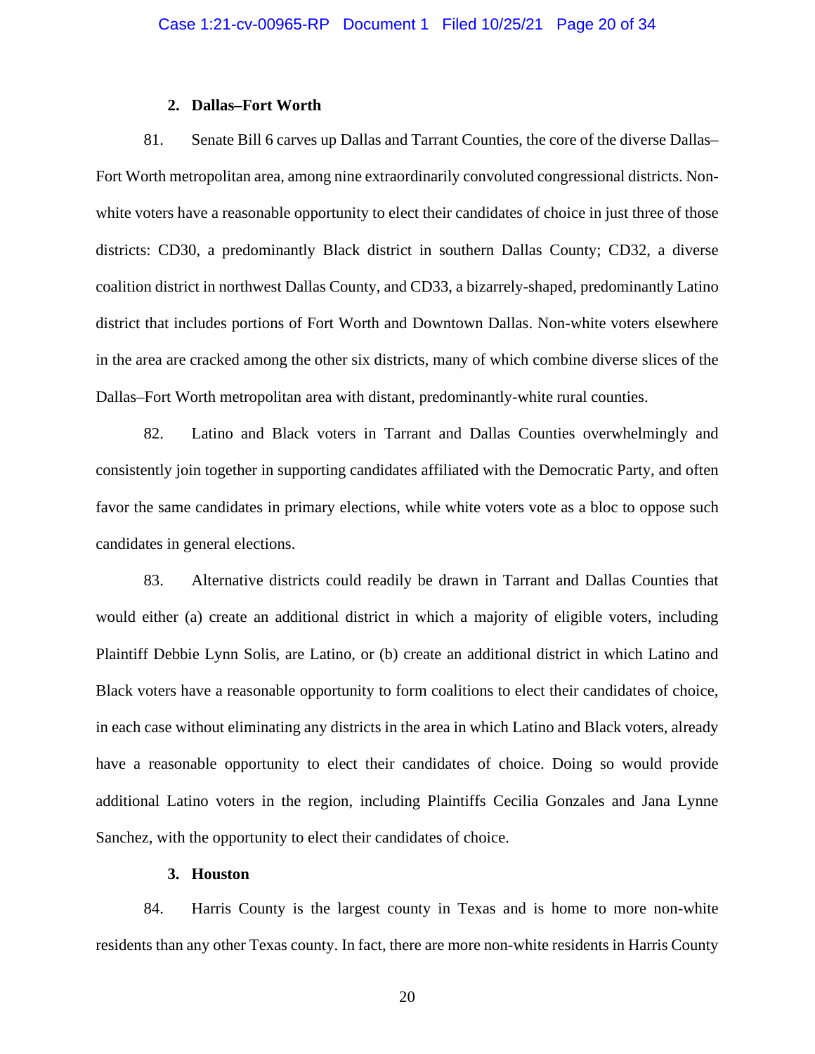### 2. Dallas–Fort Worth

81. Senate Bill 6 carves up Dallas and Tarrant Counties, the core of the diverse Dallas–Fort Worth metropolitan area, among nine extraordinarily convoluted congressional districts. Non-white voters have a reasonable opportunity to elect their candidates of choice in just three of those districts: CD30, a predominantly Black district in southern Dallas County; CD32, a diverse coalition district in northwest Dallas County, and CD33, a bizarrely-shaped, predominantly Latino district that includes portions of Fort Worth and Downtown Dallas. Non-white voters elsewhere in the area are cracked among the other six districts, many of which combine diverse slices of the Dallas–Fort Worth metropolitan area with distant, predominantly-white rural counties.

82. Latino and Black voters in Tarrant and Dallas Counties overwhelmingly and consistently join together in supporting candidates affiliated with the Democratic Party, and often favor the same candidates in primary elections, while white voters vote as a bloc to oppose such candidates in general elections.

83. Alternative districts could readily be drawn in Tarrant and Dallas Counties that would either (a) create an additional district in which a majority of eligible voters, including Plaintiff Debbie Lynn Solis, are Latino, or (b) create an additional district in which Latino and Black voters have a reasonable opportunity to form coalitions to elect their candidates of choice, in each case without eliminating any districts in the area in which Latino and Black voters, already have a reasonable opportunity to elect their candidates of choice. Doing so would provide additional Latino voters in the region, including Plaintiffs Cecilia Gonzales and Jana Lynne Sanchez, with the opportunity to elect their candidates of choice.

### 3. Houston

84. Harris County is the largest county in Texas and is home to more non-white residents than any other Texas county. In fact, there are more non-white residents in Harris County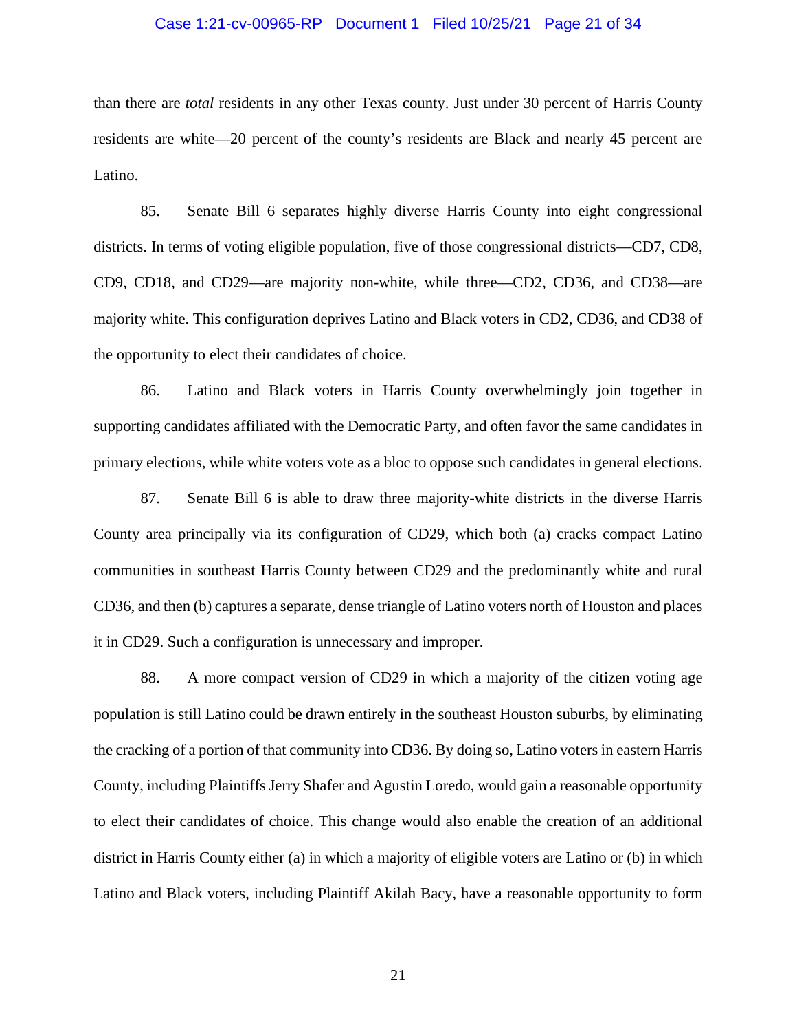than there are *total* residents in any other Texas county. Just under 30 percent of Harris County residents are white—20 percent of the county's residents are Black and nearly 45 percent are Latino.

85. Senate Bill 6 separates highly diverse Harris County into eight congressional districts. In terms of voting eligible population, five of those congressional districts—CD7, CD8, CD9, CD18, and CD29—are majority non-white, while three—CD2, CD36, and CD38—are majority white. This configuration deprives Latino and Black voters in CD2, CD36, and CD38 of the opportunity to elect their candidates of choice.

86. Latino and Black voters in Harris County overwhelmingly join together in supporting candidates affiliated with the Democratic Party, and often favor the same candidates in primary elections, while white voters vote as a bloc to oppose such candidates in general elections.

87. Senate Bill 6 is able to draw three majority-white districts in the diverse Harris County area principally via its configuration of CD29, which both (a) cracks compact Latino communities in southeast Harris County between CD29 and the predominantly white and rural CD36, and then (b) captures a separate, dense triangle of Latino voters north of Houston and places it in CD29. Such a configuration is unnecessary and improper.

88. A more compact version of CD29 in which a majority of the citizen voting age population is still Latino could be drawn entirely in the southeast Houston suburbs, by eliminating the cracking of a portion of that community into CD36. By doing so, Latino voters in eastern Harris County, including Plaintiffs Jerry Shafer and Agustin Loredo, would gain a reasonable opportunity to elect their candidates of choice. This change would also enable the creation of an additional district in Harris County either (a) in which a majority of eligible voters are Latino or (b) in which Latino and Black voters, including Plaintiff Akilah Bacy, have a reasonable opportunity to form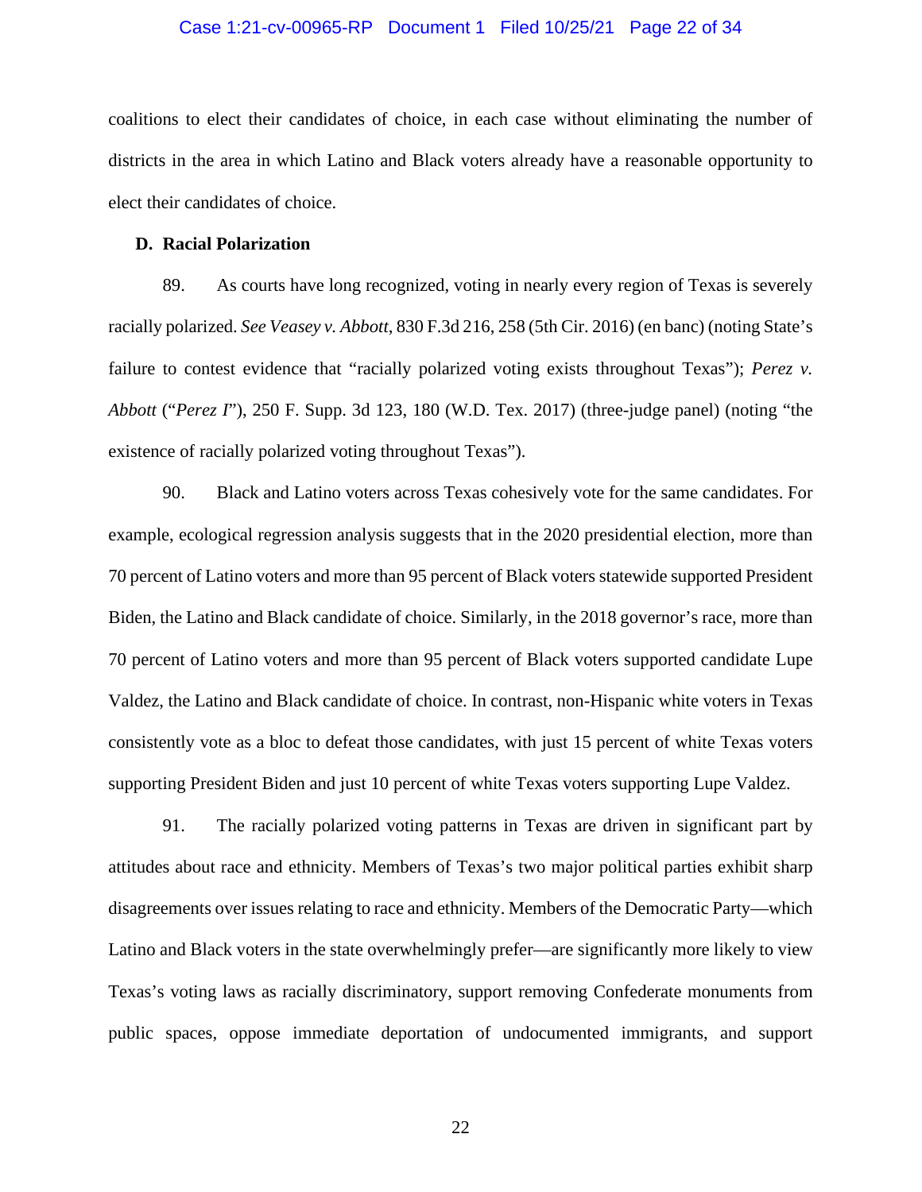coalitions to elect their candidates of choice, in each case without eliminating the number of districts in the area in which Latino and Black voters already have a reasonable opportunity to elect their candidates of choice.

**D. Racial Polarization**

89. As courts have long recognized, voting in nearly every region of Texas is severely racially polarized. *See Veasey v. Abbott*, 830 F.3d 216, 258 (5th Cir. 2016) (en banc) (noting State's failure to contest evidence that "racially polarized voting exists throughout Texas"); *Perez v. Abbott* ("*Perez I*"), 250 F. Supp. 3d 123, 180 (W.D. Tex. 2017) (three-judge panel) (noting "the existence of racially polarized voting throughout Texas").

90. Black and Latino voters across Texas cohesively vote for the same candidates. For example, ecological regression analysis suggests that in the 2020 presidential election, more than 70 percent of Latino voters and more than 95 percent of Black voters statewide supported President Biden, the Latino and Black candidate of choice. Similarly, in the 2018 governor's race, more than 70 percent of Latino voters and more than 95 percent of Black voters supported candidate Lupe Valdez, the Latino and Black candidate of choice. In contrast, non-Hispanic white voters in Texas consistently vote as a bloc to defeat those candidates, with just 15 percent of white Texas voters supporting President Biden and just 10 percent of white Texas voters supporting Lupe Valdez.

91. The racially polarized voting patterns in Texas are driven in significant part by attitudes about race and ethnicity. Members of Texas's two major political parties exhibit sharp disagreements over issues relating to race and ethnicity. Members of the Democratic Party—which Latino and Black voters in the state overwhelmingly prefer—are significantly more likely to view Texas's voting laws as racially discriminatory, support removing Confederate monuments from public spaces, oppose immediate deportation of undocumented immigrants, and support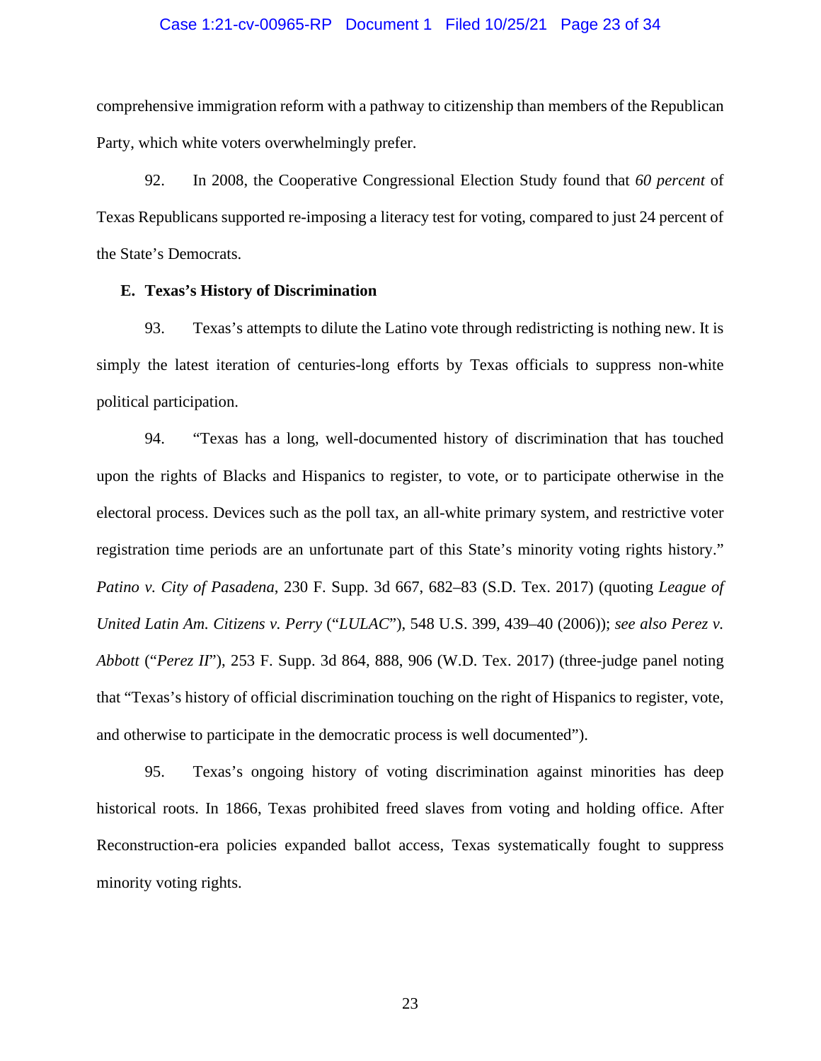comprehensive immigration reform with a pathway to citizenship than members of the Republican Party, which white voters overwhelmingly prefer.

92. In 2008, the Cooperative Congressional Election Study found that *60 percent* of Texas Republicans supported re-imposing a literacy test for voting, compared to just 24 percent of the State's Democrats.

**E. Texas's History of Discrimination**

93. Texas's attempts to dilute the Latino vote through redistricting is nothing new. It is simply the latest iteration of centuries-long efforts by Texas officials to suppress non-white political participation.

94. "Texas has a long, well-documented history of discrimination that has touched upon the rights of Blacks and Hispanics to register, to vote, or to participate otherwise in the electoral process. Devices such as the poll tax, an all-white primary system, and restrictive voter registration time periods are an unfortunate part of this State's minority voting rights history." *Patino v. City of Pasadena*, 230 F. Supp. 3d 667, 682–83 (S.D. Tex. 2017) (quoting *League of United Latin Am. Citizens v. Perry* ("*LULAC*"), 548 U.S. 399, 439–40 (2006)); *see also Perez v. Abbott* ("*Perez II*"), 253 F. Supp. 3d 864, 888, 906 (W.D. Tex. 2017) (three-judge panel noting that "Texas's history of official discrimination touching on the right of Hispanics to register, vote, and otherwise to participate in the democratic process is well documented").

95. Texas's ongoing history of voting discrimination against minorities has deep historical roots. In 1866, Texas prohibited freed slaves from voting and holding office. After Reconstruction-era policies expanded ballot access, Texas systematically fought to suppress minority voting rights.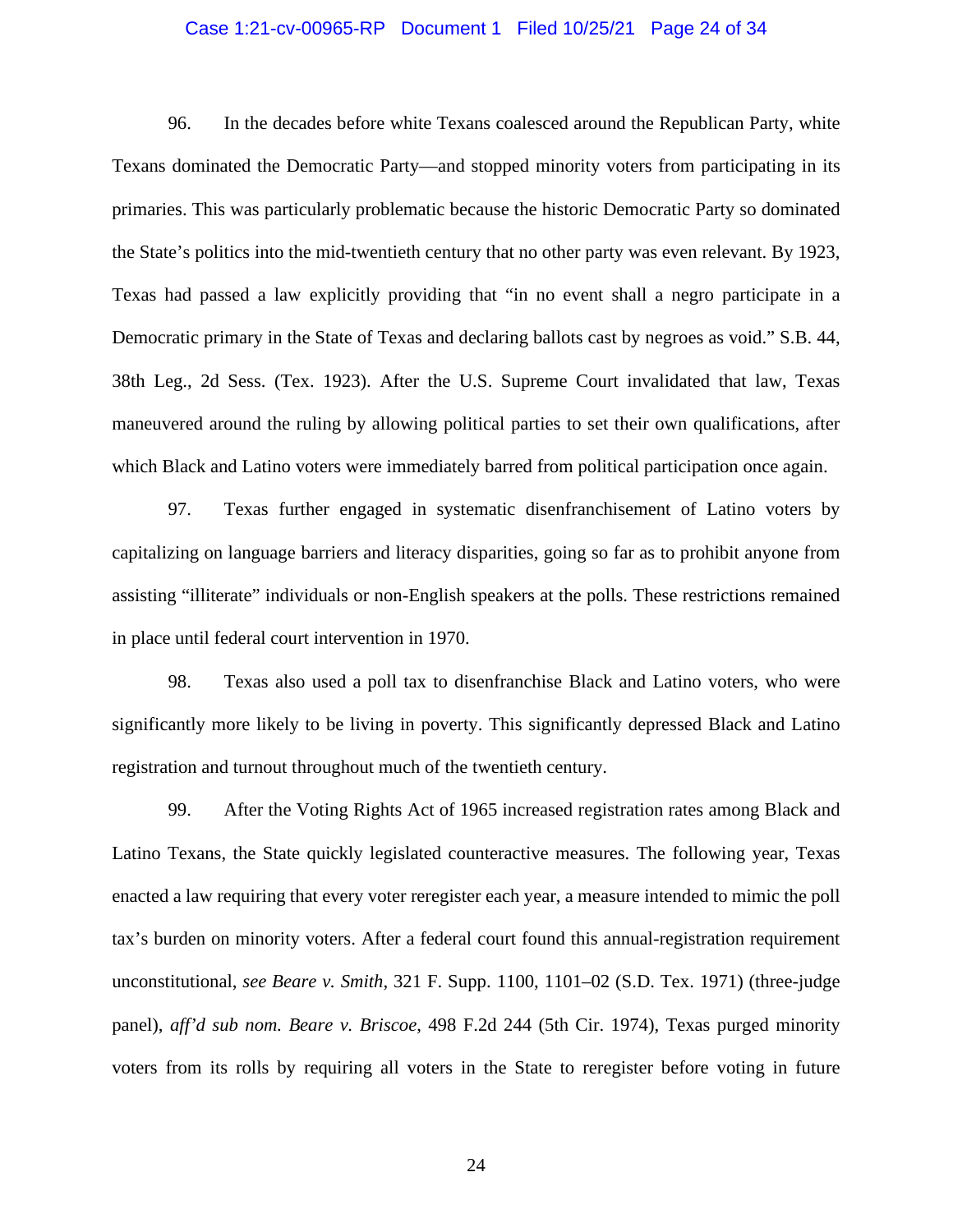96. In the decades before white Texans coalesced around the Republican Party, white Texans dominated the Democratic Party—and stopped minority voters from participating in its primaries. This was particularly problematic because the historic Democratic Party so dominated the State's politics into the mid-twentieth century that no other party was even relevant. By 1923, Texas had passed a law explicitly providing that "in no event shall a negro participate in a Democratic primary in the State of Texas and declaring ballots cast by negroes as void." S.B. 44, 38th Leg., 2d Sess. (Tex. 1923). After the U.S. Supreme Court invalidated that law, Texas maneuvered around the ruling by allowing political parties to set their own qualifications, after which Black and Latino voters were immediately barred from political participation once again.

97. Texas further engaged in systematic disenfranchisement of Latino voters by capitalizing on language barriers and literacy disparities, going so far as to prohibit anyone from assisting "illiterate" individuals or non-English speakers at the polls. These restrictions remained in place until federal court intervention in 1970.

98. Texas also used a poll tax to disenfranchise Black and Latino voters, who were significantly more likely to be living in poverty. This significantly depressed Black and Latino registration and turnout throughout much of the twentieth century.

99. After the Voting Rights Act of 1965 increased registration rates among Black and Latino Texans, the State quickly legislated counteractive measures. The following year, Texas enacted a law requiring that every voter reregister each year, a measure intended to mimic the poll tax's burden on minority voters. After a federal court found this annual-registration requirement unconstitutional, *see Beare v. Smith*, 321 F. Supp. 1100, 1101–02 (S.D. Tex. 1971) (three-judge panel), *aff'd sub nom. Beare v. Briscoe*, 498 F.2d 244 (5th Cir. 1974), Texas purged minority voters from its rolls by requiring all voters in the State to reregister before voting in future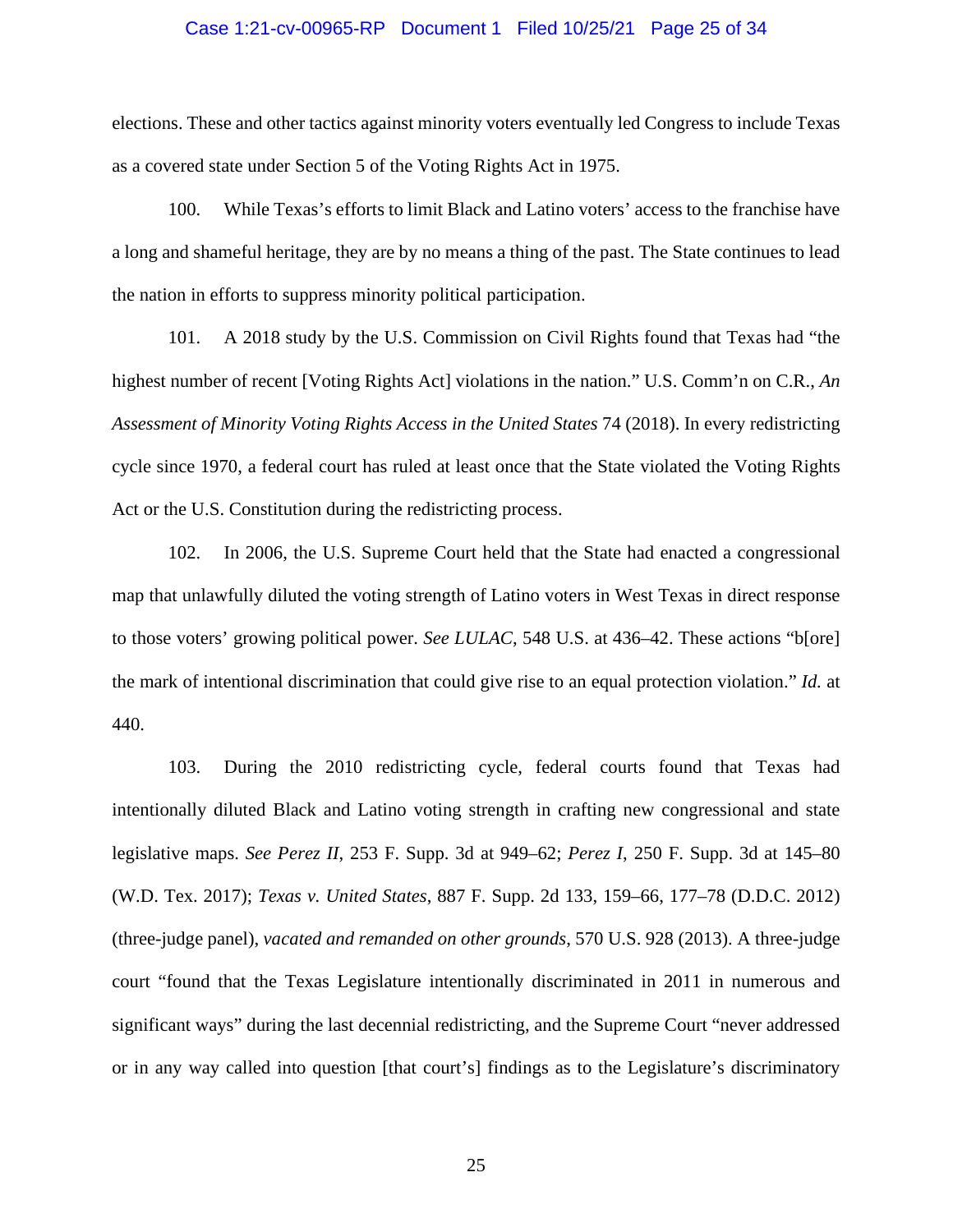elections. These and other tactics against minority voters eventually led Congress to include Texas as a covered state under Section 5 of the Voting Rights Act in 1975.

100. While Texas's efforts to limit Black and Latino voters' access to the franchise have a long and shameful heritage, they are by no means a thing of the past. The State continues to lead the nation in efforts to suppress minority political participation.

101. A 2018 study by the U.S. Commission on Civil Rights found that Texas had "the highest number of recent [Voting Rights Act] violations in the nation." U.S. Comm'n on C.R., *An Assessment of Minority Voting Rights Access in the United States* 74 (2018). In every redistricting cycle since 1970, a federal court has ruled at least once that the State violated the Voting Rights Act or the U.S. Constitution during the redistricting process.

102. In 2006, the U.S. Supreme Court held that the State had enacted a congressional map that unlawfully diluted the voting strength of Latino voters in West Texas in direct response to those voters' growing political power. *See LULAC*, 548 U.S. at 436–42. These actions "b[ore] the mark of intentional discrimination that could give rise to an equal protection violation." *Id.* at 440.

103. During the 2010 redistricting cycle, federal courts found that Texas had intentionally diluted Black and Latino voting strength in crafting new congressional and state legislative maps. *See Perez II*, 253 F. Supp. 3d at 949–62; *Perez I*, 250 F. Supp. 3d at 145–80 (W.D. Tex. 2017); *Texas v. United States*, 887 F. Supp. 2d 133, 159–66, 177–78 (D.D.C. 2012) (three-judge panel), *vacated and remanded on other grounds*, 570 U.S. 928 (2013). A three-judge court "found that the Texas Legislature intentionally discriminated in 2011 in numerous and significant ways" during the last decennial redistricting, and the Supreme Court "never addressed or in any way called into question [that court's] findings as to the Legislature's discriminatory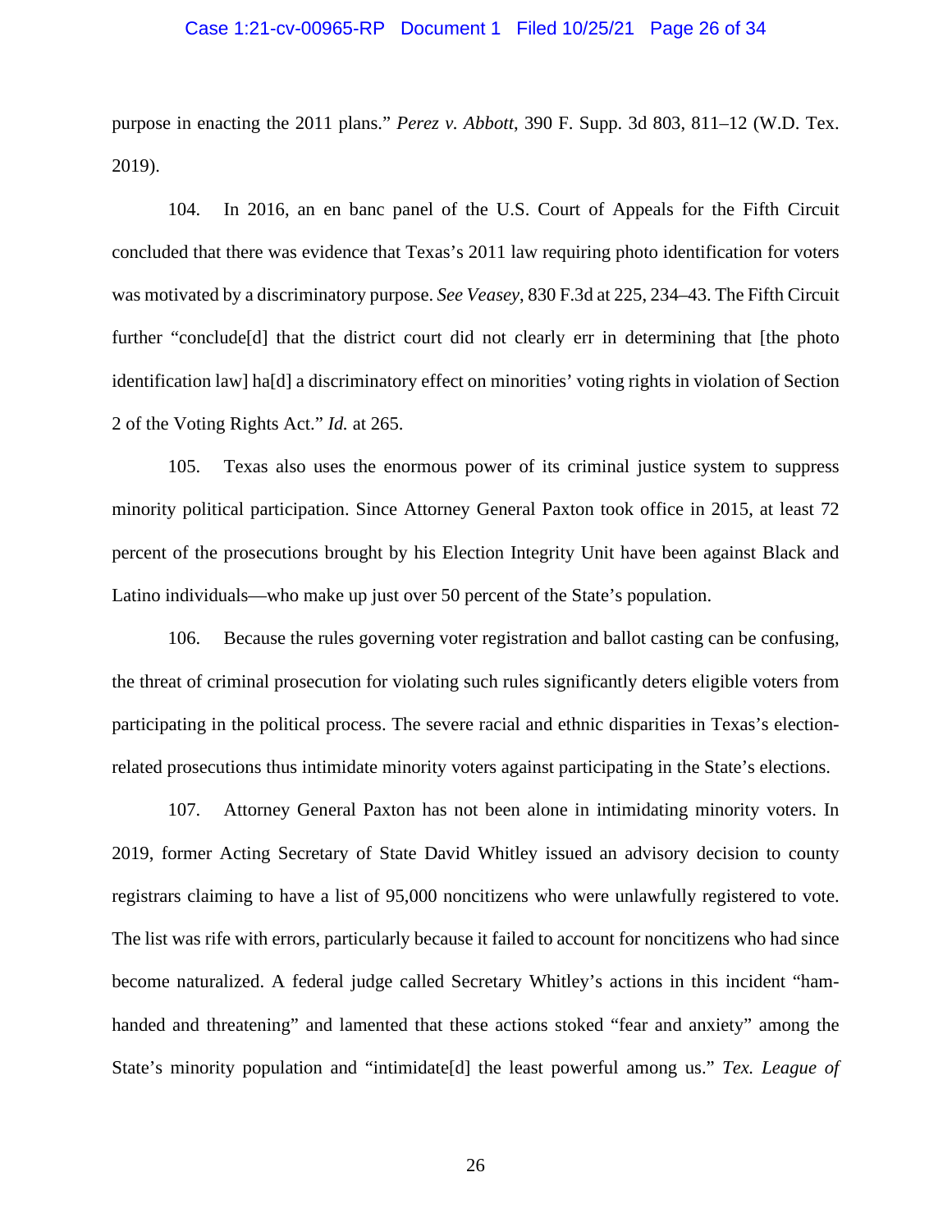purpose in enacting the 2011 plans." *Perez v. Abbott*, 390 F. Supp. 3d 803, 811–12 (W.D. Tex. 2019).

104. In 2016, an en banc panel of the U.S. Court of Appeals for the Fifth Circuit concluded that there was evidence that Texas's 2011 law requiring photo identification for voters was motivated by a discriminatory purpose. *See Veasey*, 830 F.3d at 225, 234–43. The Fifth Circuit further "conclude[d] that the district court did not clearly err in determining that [the photo identification law] ha[d] a discriminatory effect on minorities' voting rights in violation of Section 2 of the Voting Rights Act." *Id.* at 265.

105. Texas also uses the enormous power of its criminal justice system to suppress minority political participation. Since Attorney General Paxton took office in 2015, at least 72 percent of the prosecutions brought by his Election Integrity Unit have been against Black and Latino individuals—who make up just over 50 percent of the State's population.

106. Because the rules governing voter registration and ballot casting can be confusing, the threat of criminal prosecution for violating such rules significantly deters eligible voters from participating in the political process. The severe racial and ethnic disparities in Texas's election-related prosecutions thus intimidate minority voters against participating in the State's elections.

107. Attorney General Paxton has not been alone in intimidating minority voters. In 2019, former Acting Secretary of State David Whitley issued an advisory decision to county registrars claiming to have a list of 95,000 noncitizens who were unlawfully registered to vote. The list was rife with errors, particularly because it failed to account for noncitizens who had since become naturalized. A federal judge called Secretary Whitley's actions in this incident "ham-handed and threatening" and lamented that these actions stoked "fear and anxiety" among the State's minority population and "intimidate[d] the least powerful among us." *Tex. League of*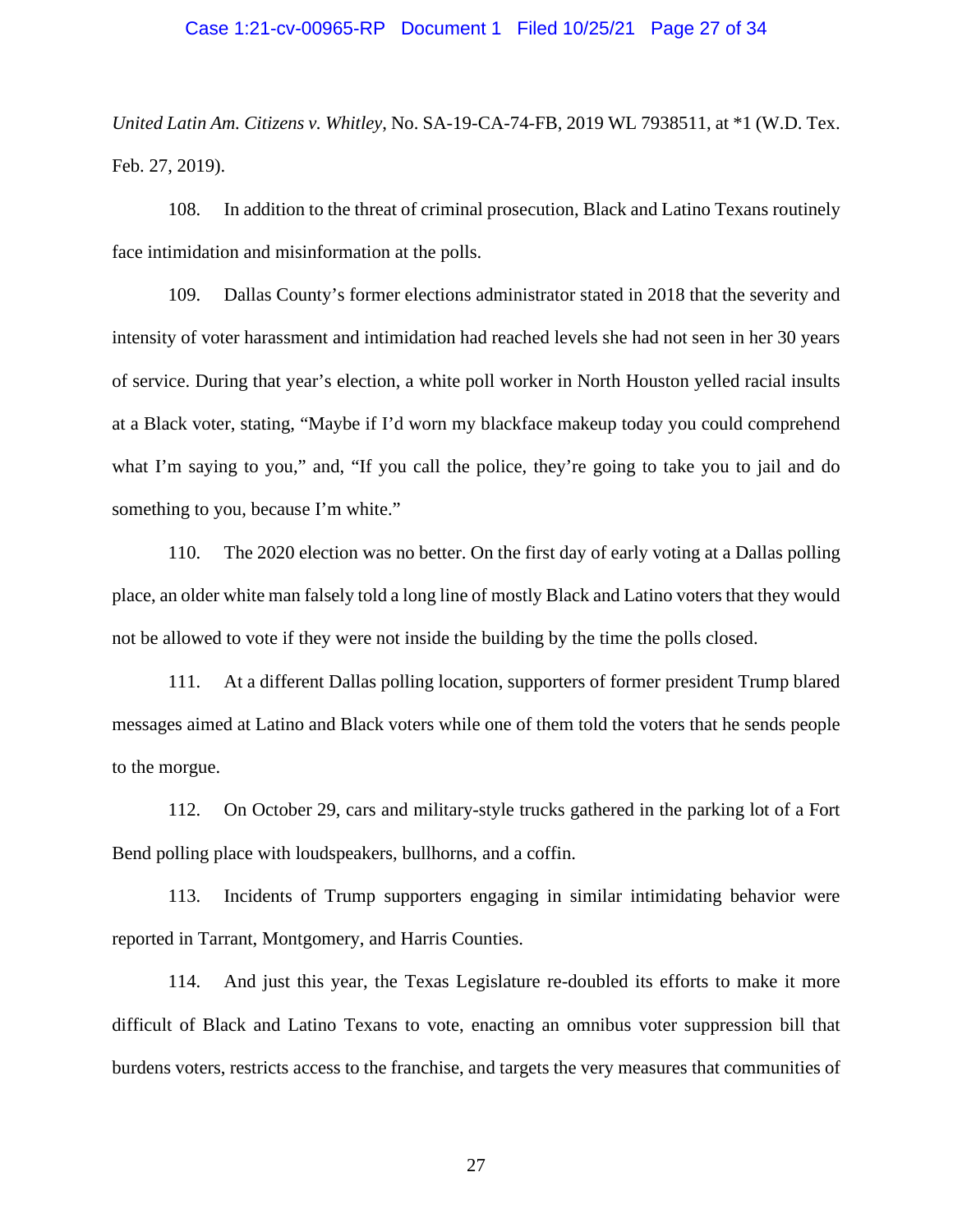*United Latin Am. Citizens v. Whitley*, No. SA-19-CA-74-FB, 2019 WL 7938511, at *1 (W.D. Tex. Feb. 27, 2019).

108. In addition to the threat of criminal prosecution, Black and Latino Texans routinely face intimidation and misinformation at the polls.

109. Dallas County's former elections administrator stated in 2018 that the severity and intensity of voter harassment and intimidation had reached levels she had not seen in her 30 years of service. During that year's election, a white poll worker in North Houston yelled racial insults at a Black voter, stating, "Maybe if I'd worn my blackface makeup today you could comprehend what I'm saying to you," and, "If you call the police, they're going to take you to jail and do something to you, because I'm white."

110. The 2020 election was no better. On the first day of early voting at a Dallas polling place, an older white man falsely told a long line of mostly Black and Latino voters that they would not be allowed to vote if they were not inside the building by the time the polls closed.

111. At a different Dallas polling location, supporters of former president Trump blared messages aimed at Latino and Black voters while one of them told the voters that he sends people to the morgue.

112. On October 29, cars and military-style trucks gathered in the parking lot of a Fort Bend polling place with loudspeakers, bullhorns, and a coffin.

113. Incidents of Trump supporters engaging in similar intimidating behavior were reported in Tarrant, Montgomery, and Harris Counties.

114. And just this year, the Texas Legislature re-doubled its efforts to make it more difficult of Black and Latino Texans to vote, enacting an omnibus voter suppression bill that burdens voters, restricts access to the franchise, and targets the very measures that communities of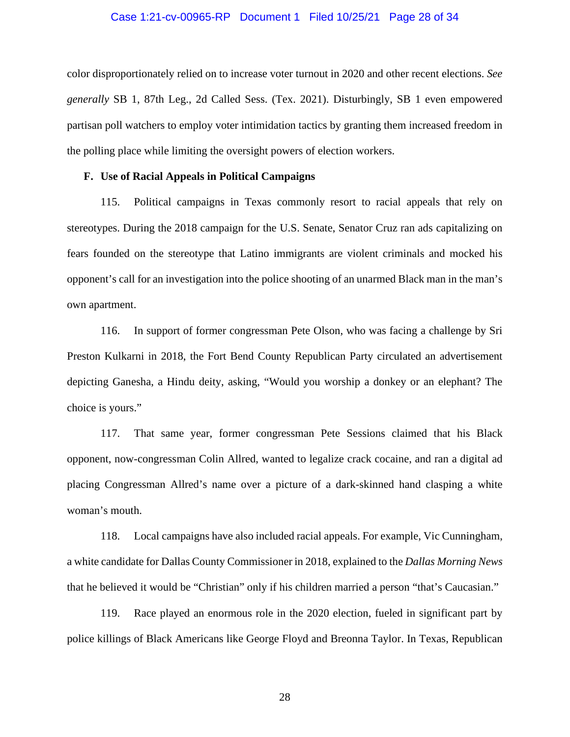color disproportionately relied on to increase voter turnout in 2020 and other recent elections. *See generally* SB 1, 87th Leg., 2d Called Sess. (Tex. 2021). Disturbingly, SB 1 even empowered partisan poll watchers to employ voter intimidation tactics by granting them increased freedom in the polling place while limiting the oversight powers of election workers.

### F. Use of Racial Appeals in Political Campaigns

115. Political campaigns in Texas commonly resort to racial appeals that rely on stereotypes. During the 2018 campaign for the U.S. Senate, Senator Cruz ran ads capitalizing on fears founded on the stereotype that Latino immigrants are violent criminals and mocked his opponent's call for an investigation into the police shooting of an unarmed Black man in the man's own apartment.

116. In support of former congressman Pete Olson, who was facing a challenge by Sri Preston Kulkarni in 2018, the Fort Bend County Republican Party circulated an advertisement depicting Ganesha, a Hindu deity, asking, "Would you worship a donkey or an elephant? The choice is yours."

117. That same year, former congressman Pete Sessions claimed that his Black opponent, now-congressman Colin Allred, wanted to legalize crack cocaine, and ran a digital ad placing Congressman Allred's name over a picture of a dark-skinned hand clasping a white woman's mouth.

118. Local campaigns have also included racial appeals. For example, Vic Cunningham, a white candidate for Dallas County Commissioner in 2018, explained to the *Dallas Morning News* that he believed it would be "Christian" only if his children married a person "that's Caucasian."

119. Race played an enormous role in the 2020 election, fueled in significant part by police killings of Black Americans like George Floyd and Breonna Taylor. In Texas, Republican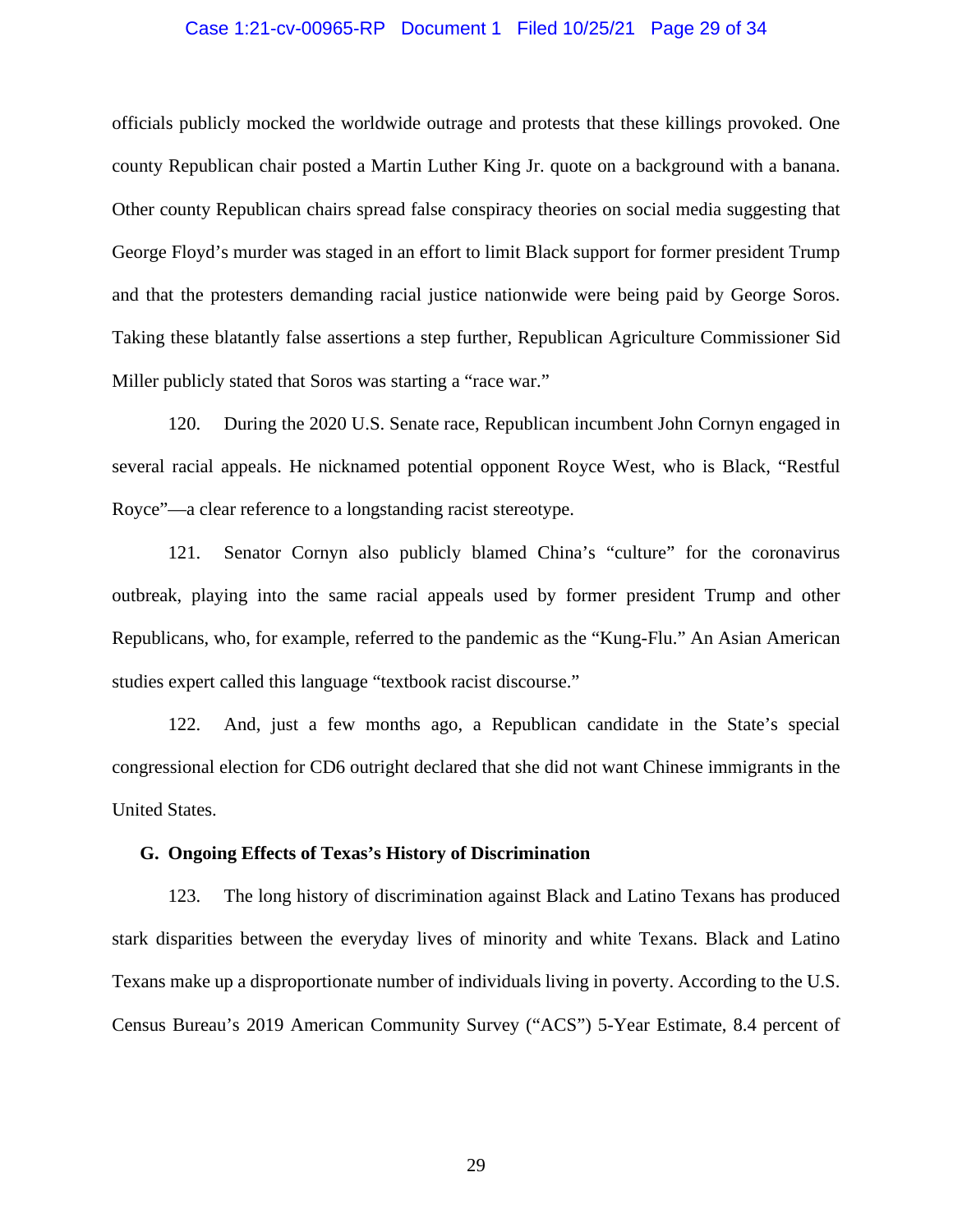officials publicly mocked the worldwide outrage and protests that these killings provoked. One county Republican chair posted a Martin Luther King Jr. quote on a background with a banana. Other county Republican chairs spread false conspiracy theories on social media suggesting that George Floyd's murder was staged in an effort to limit Black support for former president Trump and that the protesters demanding racial justice nationwide were being paid by George Soros. Taking these blatantly false assertions a step further, Republican Agriculture Commissioner Sid Miller publicly stated that Soros was starting a "race war."

120. During the 2020 U.S. Senate race, Republican incumbent John Cornyn engaged in several racial appeals. He nicknamed potential opponent Royce West, who is Black, "Restful Royce"—a clear reference to a longstanding racist stereotype.

121. Senator Cornyn also publicly blamed China's "culture" for the coronavirus outbreak, playing into the same racial appeals used by former president Trump and other Republicans, who, for example, referred to the pandemic as the "Kung-Flu." An Asian American studies expert called this language "textbook racist discourse."

122. And, just a few months ago, a Republican candidate in the State's special congressional election for CD6 outright declared that she did not want Chinese immigrants in the United States.

### G. Ongoing Effects of Texas's History of Discrimination

123. The long history of discrimination against Black and Latino Texans has produced stark disparities between the everyday lives of minority and white Texans. Black and Latino Texans make up a disproportionate number of individuals living in poverty. According to the U.S. Census Bureau's 2019 American Community Survey ("ACS") 5-Year Estimate, 8.4 percent of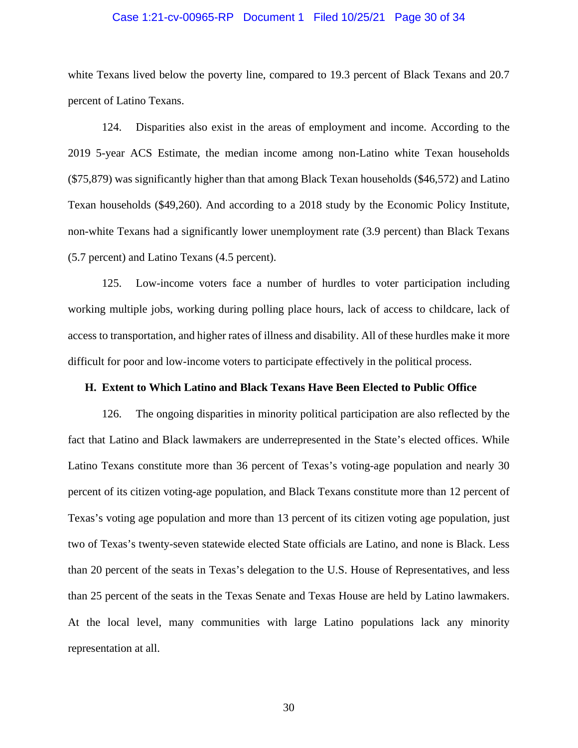white Texans lived below the poverty line, compared to 19.3 percent of Black Texans and 20.7 percent of Latino Texans.

124. Disparities also exist in the areas of employment and income. According to the 2019 5-year ACS Estimate, the median income among non-Latino white Texan households ($75,879) was significantly higher than that among Black Texan households ($46,572) and Latino Texan households ($49,260). And according to a 2018 study by the Economic Policy Institute, non-white Texans had a significantly lower unemployment rate (3.9 percent) than Black Texans (5.7 percent) and Latino Texans (4.5 percent).

125. Low-income voters face a number of hurdles to voter participation including working multiple jobs, working during polling place hours, lack of access to childcare, lack of access to transportation, and higher rates of illness and disability. All of these hurdles make it more difficult for poor and low-income voters to participate effectively in the political process.

### H. Extent to Which Latino and Black Texans Have Been Elected to Public Office

126. The ongoing disparities in minority political participation are also reflected by the fact that Latino and Black lawmakers are underrepresented in the State's elected offices. While Latino Texans constitute more than 36 percent of Texas's voting-age population and nearly 30 percent of its citizen voting-age population, and Black Texans constitute more than 12 percent of Texas's voting age population and more than 13 percent of its citizen voting age population, just two of Texas's twenty-seven statewide elected State officials are Latino, and none is Black. Less than 20 percent of the seats in Texas's delegation to the U.S. House of Representatives, and less than 25 percent of the seats in the Texas Senate and Texas House are held by Latino lawmakers. At the local level, many communities with large Latino populations lack any minority representation at all.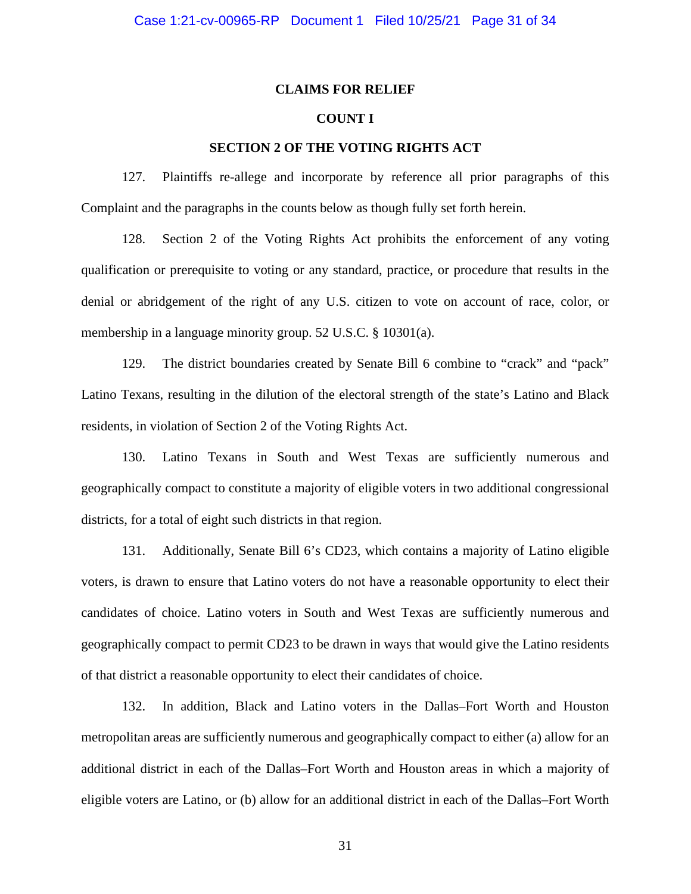## CLAIMS FOR RELIEF

### COUNT I

### SECTION 2 OF THE VOTING RIGHTS ACT

127. Plaintiffs re-allege and incorporate by reference all prior paragraphs of this Complaint and the paragraphs in the counts below as though fully set forth herein.

128. Section 2 of the Voting Rights Act prohibits the enforcement of any voting qualification or prerequisite to voting or any standard, practice, or procedure that results in the denial or abridgement of the right of any U.S. citizen to vote on account of race, color, or membership in a language minority group. 52 U.S.C. § 10301(a).

129. The district boundaries created by Senate Bill 6 combine to "crack" and "pack" Latino Texans, resulting in the dilution of the electoral strength of the state's Latino and Black residents, in violation of Section 2 of the Voting Rights Act.

130. Latino Texans in South and West Texas are sufficiently numerous and geographically compact to constitute a majority of eligible voters in two additional congressional districts, for a total of eight such districts in that region.

131. Additionally, Senate Bill 6's CD23, which contains a majority of Latino eligible voters, is drawn to ensure that Latino voters do not have a reasonable opportunity to elect their candidates of choice. Latino voters in South and West Texas are sufficiently numerous and geographically compact to permit CD23 to be drawn in ways that would give the Latino residents of that district a reasonable opportunity to elect their candidates of choice.

132. In addition, Black and Latino voters in the Dallas–Fort Worth and Houston metropolitan areas are sufficiently numerous and geographically compact to either (a) allow for an additional district in each of the Dallas–Fort Worth and Houston areas in which a majority of eligible voters are Latino, or (b) allow for an additional district in each of the Dallas–Fort Worth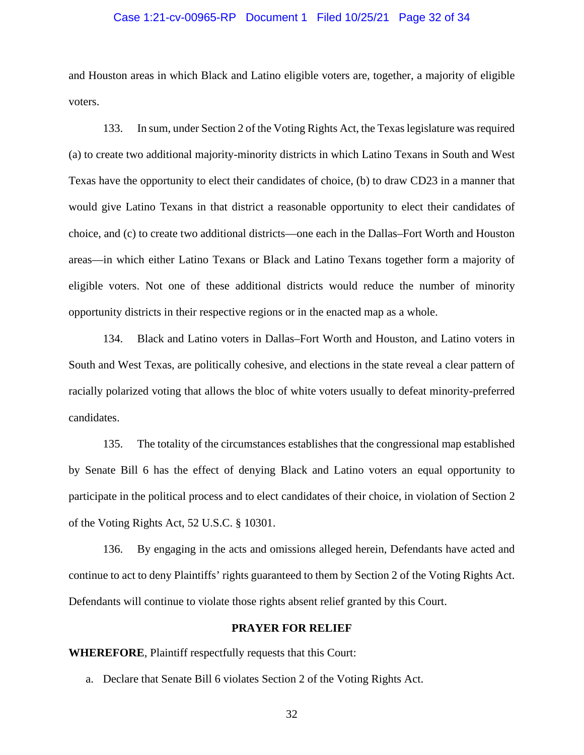and Houston areas in which Black and Latino eligible voters are, together, a majority of eligible voters.

133. In sum, under Section 2 of the Voting Rights Act, the Texas legislature was required (a) to create two additional majority-minority districts in which Latino Texans in South and West Texas have the opportunity to elect their candidates of choice, (b) to draw CD23 in a manner that would give Latino Texans in that district a reasonable opportunity to elect their candidates of choice, and (c) to create two additional districts—one each in the Dallas–Fort Worth and Houston areas—in which either Latino Texans or Black and Latino Texans together form a majority of eligible voters. Not one of these additional districts would reduce the number of minority opportunity districts in their respective regions or in the enacted map as a whole.

134. Black and Latino voters in Dallas–Fort Worth and Houston, and Latino voters in South and West Texas, are politically cohesive, and elections in the state reveal a clear pattern of racially polarized voting that allows the bloc of white voters usually to defeat minority-preferred candidates.

135. The totality of the circumstances establishes that the congressional map established by Senate Bill 6 has the effect of denying Black and Latino voters an equal opportunity to participate in the political process and to elect candidates of their choice, in violation of Section 2 of the Voting Rights Act, 52 U.S.C. § 10301.

136. By engaging in the acts and omissions alleged herein, Defendants have acted and continue to act to deny Plaintiffs' rights guaranteed to them by Section 2 of the Voting Rights Act. Defendants will continue to violate those rights absent relief granted by this Court.

## PRAYER FOR RELIEF

**WHEREFORE**, Plaintiff respectfully requests that this Court:

a. Declare that Senate Bill 6 violates Section 2 of the Voting Rights Act.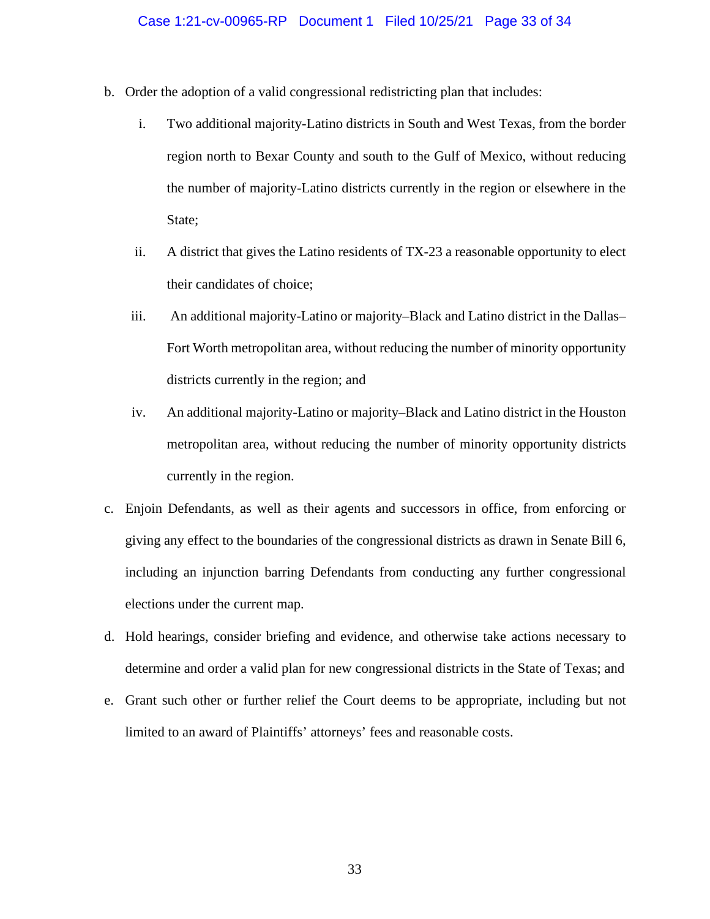b. Order the adoption of a valid congressional redistricting plan that includes:

   i. Two additional majority-Latino districts in South and West Texas, from the border region north to Bexar County and south to the Gulf of Mexico, without reducing the number of majority-Latino districts currently in the region or elsewhere in the State;

   ii. A district that gives the Latino residents of TX-23 a reasonable opportunity to elect their candidates of choice;

   iii. An additional majority-Latino or majority–Black and Latino district in the Dallas–Fort Worth metropolitan area, without reducing the number of minority opportunity districts currently in the region; and

   iv. An additional majority-Latino or majority–Black and Latino district in the Houston metropolitan area, without reducing the number of minority opportunity districts currently in the region.

c. Enjoin Defendants, as well as their agents and successors in office, from enforcing or giving any effect to the boundaries of the congressional districts as drawn in Senate Bill 6, including an injunction barring Defendants from conducting any further congressional elections under the current map.

d. Hold hearings, consider briefing and evidence, and otherwise take actions necessary to determine and order a valid plan for new congressional districts in the State of Texas; and

e. Grant such other or further relief the Court deems to be appropriate, including but not limited to an award of Plaintiffs' attorneys' fees and reasonable costs.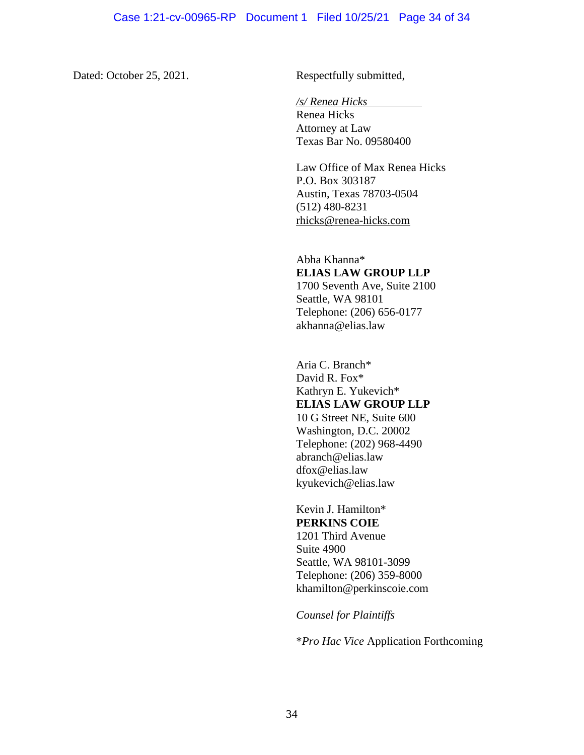Dated: October 25, 2021.

Respectfully submitted,

*/s/ Renea Hicks*
Renea Hicks
Attorney at Law
Texas Bar No. 09580400

Law Office of Max Renea Hicks
P.O. Box 303187
Austin, Texas 78703-0504
(512) 480-8231
rhicks@renea-hicks.com

Abha Khanna*
**ELIAS LAW GROUP LLP**
1700 Seventh Ave, Suite 2100
Seattle, WA 98101
Telephone: (206) 656-0177
akhanna@elias.law

Aria C. Branch*
David R. Fox*
Kathryn E. Yukevich*
**ELIAS LAW GROUP LLP**
10 G Street NE, Suite 600
Washington, D.C. 20002
Telephone: (202) 968-4490
abranch@elias.law
dfox@elias.law
kyukevich@elias.law

Kevin J. Hamilton*
**PERKINS COIE**
1201 Third Avenue
Suite 4900
Seattle, WA 98101-3099
Telephone: (206) 359-8000
khamilton@perkinscoie.com

*Counsel for Plaintiffs*

\**Pro Hac Vice* Application Forthcoming